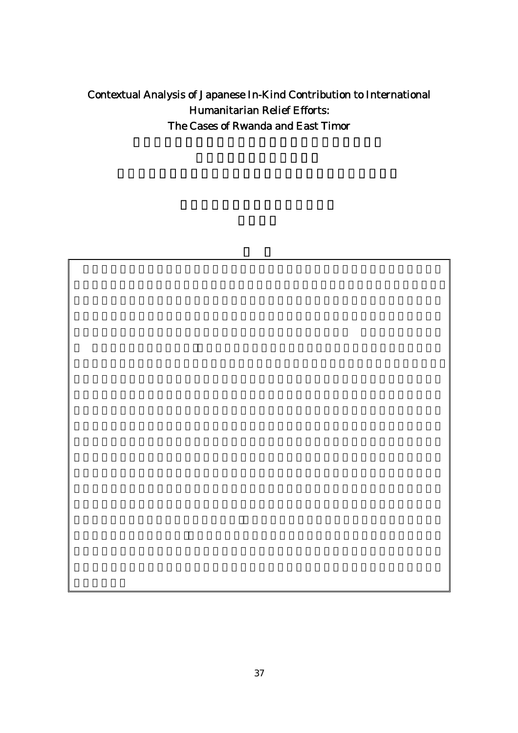# Contextual Analysis of Japanese In-Kind Contribution to International Humanitarian Relief Efforts: The Cases of Rwanda and East Timor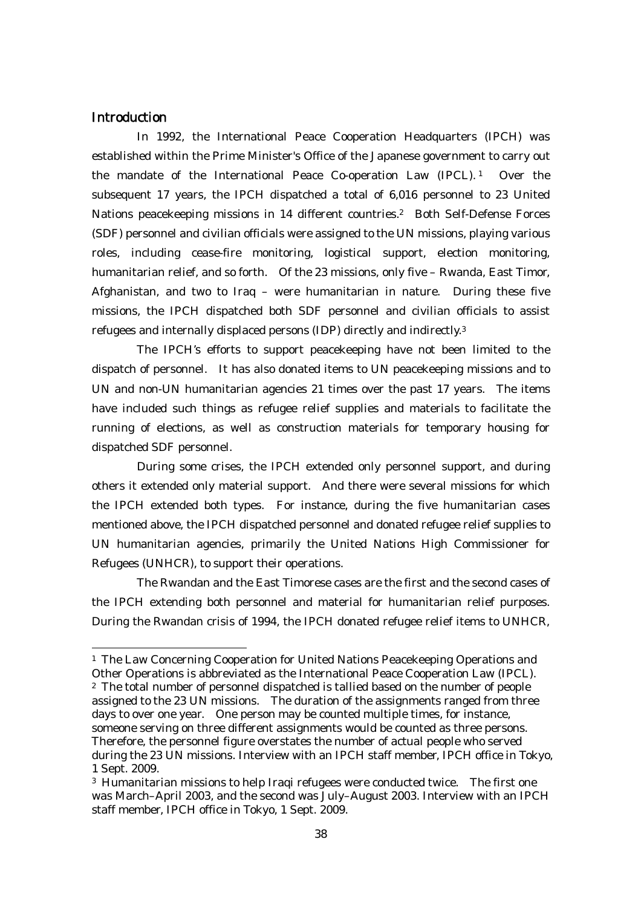## Introduction

In 1992, the International Peace Cooperation Headquarters (IPCH) was established within the Prime Minister's Office of the Japanese government to carry out the mandate of the International Peace Co-operation Law (IPCL).[1] Over the subsequent 17 years, the IPCH dispatched a total of 6,016 personnel to 23 United Nations peacekeeping missions in 14 different countries.[2] Both Self-Defense Forces (SDF) personnel and civilian officials were assigned to the UN missions, playing various roles, including cease-fire monitoring, logistical support, election monitoring, humanitarian relief, and so forth. Of the 23 missions, only five – Rwanda, East Timor, Afghanistan, and two to Iraq – were humanitarian in nature. During these five missions, the IPCH dispatched both SDF personnel and civilian officials to assist refugees and internally displaced persons (IDP) directly and indirectly.[3]

The IPCH's efforts to support peacekeeping have not been limited to the dispatch of personnel. It has also donated items to UN peacekeeping missions and to UN and non-UN humanitarian agencies 21 times over the past 17 years. The items have included such things as refugee relief supplies and materials to facilitate the running of elections, as well as construction materials for temporary housing for dispatched SDF personnel.

During some crises, the IPCH extended only personnel support, and during others it extended only material support. And there were several missions for which the IPCH extended both types. For instance, during the five humanitarian cases mentioned above, the IPCH dispatched personnel and donated refugee relief supplies to UN humanitarian agencies, primarily the United Nations High Commissioner for Refugees (UNHCR), to support their operations.

The Rwandan and the East Timorese cases are the first and the second cases of the IPCH extending both personnel and material for humanitarian relief purposes. During the Rwandan crisis of 1994, the IPCH donated refugee relief items to UNHCR,

---

[1] The Law Concerning Cooperation for United Nations Peacekeeping Operations and Other Operations is abbreviated as the International Peace Cooperation Law (IPCL).

[2] The total number of personnel dispatched is tallied based on the number of people assigned to the 23 UN missions. The duration of the assignments ranged from three days to over one year. One person may be counted multiple times, for instance, someone serving on three different assignments would be counted as three persons. Therefore, the personnel figure overstates the number of actual people who served during the 23 UN missions. Interview with an IPCH staff member, IPCH office in Tokyo, 1 Sept. 2009.

[3] Humanitarian missions to help Iraqi refugees were conducted twice. The first one was March–April 2003, and the second was July–August 2003. Interview with an IPCH staff member, IPCH office in Tokyo, 1 Sept. 2009.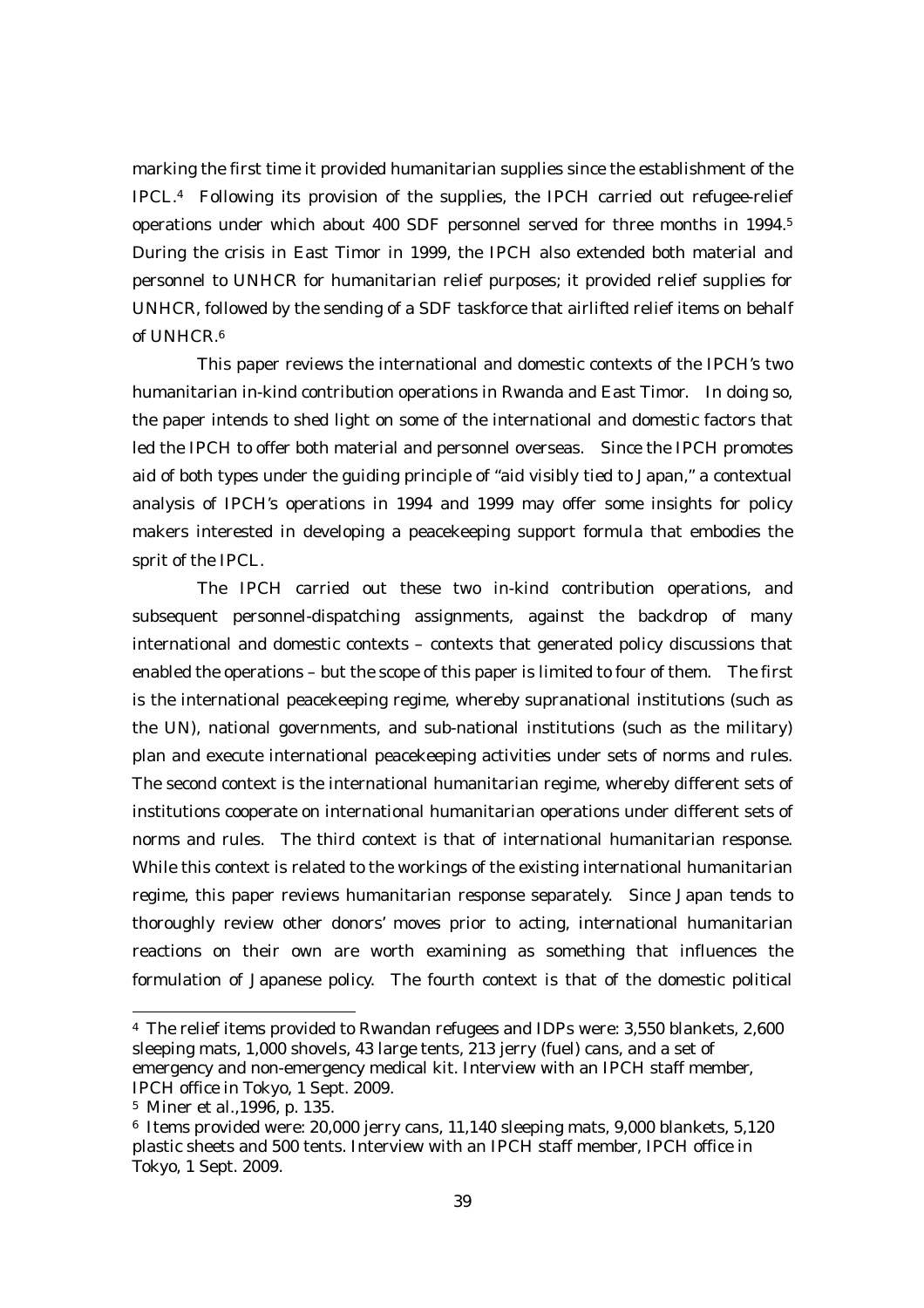marking the first time it provided humanitarian supplies since the establishment of the IPCL.[4] Following its provision of the supplies, the IPCH carried out refugee-relief operations under which about 400 SDF personnel served for three months in 1994.[5] During the crisis in East Timor in 1999, the IPCH also extended both material and personnel to UNHCR for humanitarian relief purposes; it provided relief supplies for UNHCR, followed by the sending of a SDF taskforce that airlifted relief items on behalf of UNHCR.[6]

This paper reviews the international and domestic contexts of the IPCH's two humanitarian in-kind contribution operations in Rwanda and East Timor. In doing so, the paper intends to shed light on some of the international and domestic factors that led the IPCH to offer both material and personnel overseas. Since the IPCH promotes aid of both types under the guiding principle of "aid visibly tied to Japan," a contextual analysis of IPCH's operations in 1994 and 1999 may offer some insights for policy makers interested in developing a peacekeeping support formula that embodies the sprit of the IPCL.

The IPCH carried out these two in-kind contribution operations, and subsequent personnel-dispatching assignments, against the backdrop of many international and domestic contexts – contexts that generated policy discussions that enabled the operations – but the scope of this paper is limited to four of them. The first is the international peacekeeping regime, whereby supranational institutions (such as the UN), national governments, and sub-national institutions (such as the military) plan and execute international peacekeeping activities under sets of norms and rules. The second context is the international humanitarian regime, whereby different sets of institutions cooperate on international humanitarian operations under different sets of norms and rules. The third context is that of international humanitarian response. While this context is related to the workings of the existing international humanitarian regime, this paper reviews humanitarian response separately. Since Japan tends to thoroughly review other donors' moves prior to acting, international humanitarian reactions on their own are worth examining as something that influences the formulation of Japanese policy. The fourth context is that of the domestic political

---

[4] The relief items provided to Rwandan refugees and IDPs were: 3,550 blankets, 2,600 sleeping mats, 1,000 shovels, 43 large tents, 213 jerry (fuel) cans, and a set of emergency and non-emergency medical kit. Interview with an IPCH staff member, IPCH office in Tokyo, 1 Sept. 2009.

[5] Miner et al.,1996, p. 135.

[6] Items provided were: 20,000 jerry cans, 11,140 sleeping mats, 9,000 blankets, 5,120 plastic sheets and 500 tents. Interview with an IPCH staff member, IPCH office in Tokyo, 1 Sept. 2009.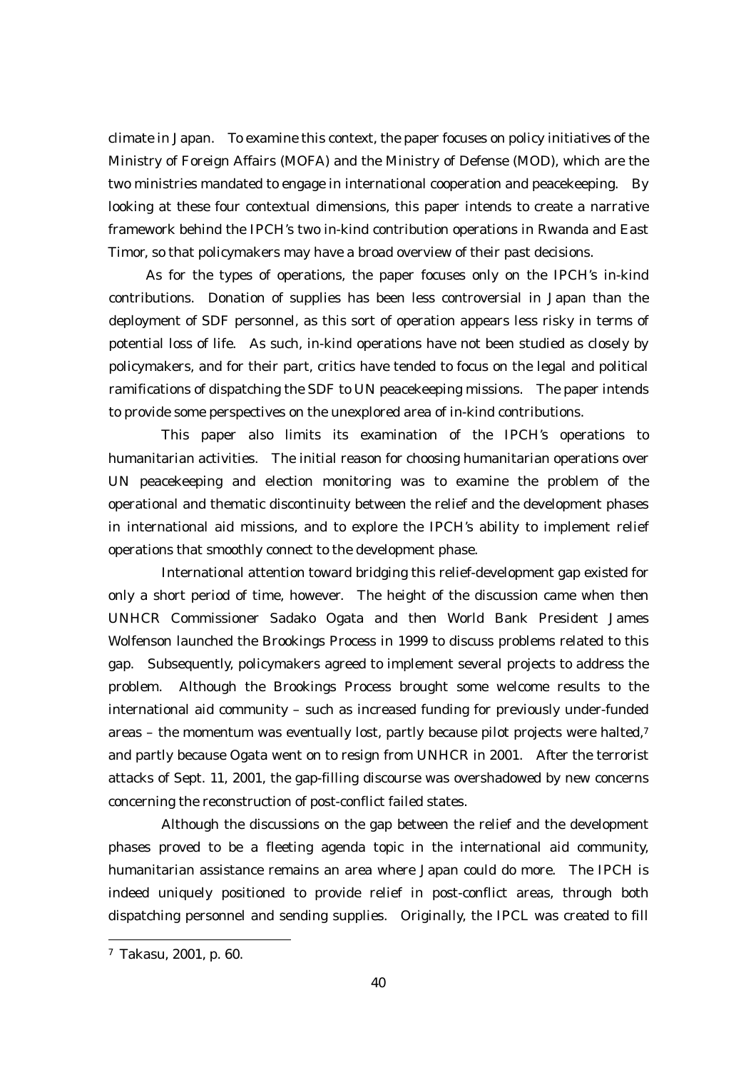climate in Japan. To examine this context, the paper focuses on policy initiatives of the Ministry of Foreign Affairs (MOFA) and the Ministry of Defense (MOD), which are the two ministries mandated to engage in international cooperation and peacekeeping. By looking at these four contextual dimensions, this paper intends to create a narrative framework behind the IPCH's two in-kind contribution operations in Rwanda and East Timor, so that policymakers may have a broad overview of their past decisions.

As for the types of operations, the paper focuses only on the IPCH's in-kind contributions. Donation of supplies has been less controversial in Japan than the deployment of SDF personnel, as this sort of operation appears less risky in terms of potential loss of life. As such, in-kind operations have not been studied as closely by policymakers, and for their part, critics have tended to focus on the legal and political ramifications of dispatching the SDF to UN peacekeeping missions. The paper intends to provide some perspectives on the unexplored area of in-kind contributions.

This paper also limits its examination of the IPCH's operations to humanitarian activities. The initial reason for choosing humanitarian operations over UN peacekeeping and election monitoring was to examine the problem of the operational and thematic discontinuity between the relief and the development phases in international aid missions, and to explore the IPCH's ability to implement relief operations that smoothly connect to the development phase.

International attention toward bridging this relief-development gap existed for only a short period of time, however. The height of the discussion came when then UNHCR Commissioner Sadako Ogata and then World Bank President James Wolfenson launched the Brookings Process in 1999 to discuss problems related to this gap. Subsequently, policymakers agreed to implement several projects to address the problem. Although the Brookings Process brought some welcome results to the international aid community – such as increased funding for previously under-funded areas – the momentum was eventually lost, partly because pilot projects were halted,[7] and partly because Ogata went on to resign from UNHCR in 2001. After the terrorist attacks of Sept. 11, 2001, the gap-filling discourse was overshadowed by new concerns concerning the reconstruction of post-conflict failed states.

Although the discussions on the gap between the relief and the development phases proved to be a fleeting agenda topic in the international aid community, humanitarian assistance remains an area where Japan could do more. The IPCH is indeed uniquely positioned to provide relief in post-conflict areas, through both dispatching personnel and sending supplies. Originally, the IPCL was created to fill

[7] Takasu, 2001, p. 60.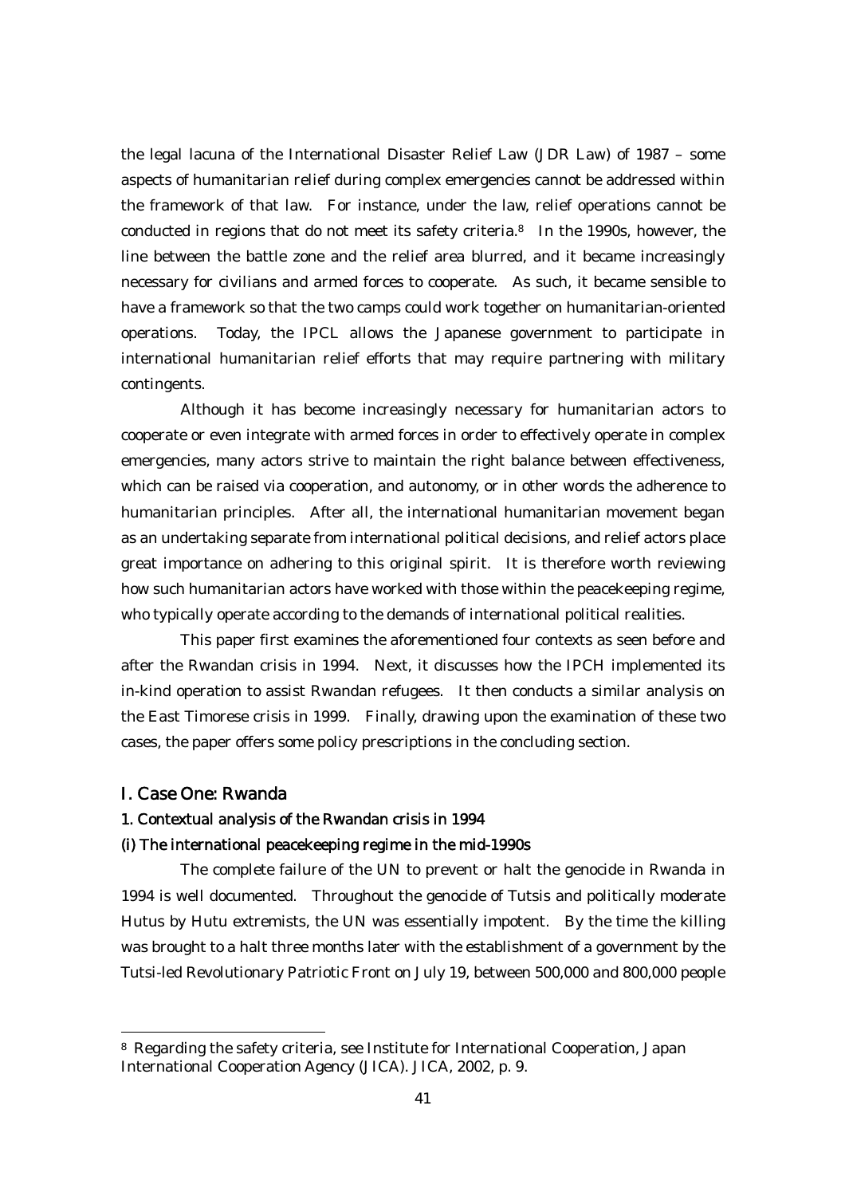the legal lacuna of the International Disaster Relief Law (JDR Law) of 1987 – some aspects of humanitarian relief during complex emergencies cannot be addressed within the framework of that law. For instance, under the law, relief operations cannot be conducted in regions that do not meet its safety criteria.[8] In the 1990s, however, the line between the battle zone and the relief area blurred, and it became increasingly necessary for civilians and armed forces to cooperate. As such, it became sensible to have a framework so that the two camps could work together on humanitarian-oriented operations. Today, the IPCL allows the Japanese government to participate in international humanitarian relief efforts that may require partnering with military contingents.

Although it has become increasingly necessary for humanitarian actors to cooperate or even integrate with armed forces in order to effectively operate in complex emergencies, many actors strive to maintain the right balance between effectiveness, which can be raised via cooperation, and autonomy, or in other words the adherence to humanitarian principles. After all, the international humanitarian movement began as an undertaking separate from international political decisions, and relief actors place great importance on adhering to this original spirit. It is therefore worth reviewing how such humanitarian actors have worked with those within the peacekeeping regime, who typically operate according to the demands of international political realities.

This paper first examines the aforementioned four contexts as seen before and after the Rwandan crisis in 1994. Next, it discusses how the IPCH implemented its in-kind operation to assist Rwandan refugees. It then conducts a similar analysis on the East Timorese crisis in 1999. Finally, drawing upon the examination of these two cases, the paper offers some policy prescriptions in the concluding section.

## I. Case One: Rwanda

### 1. Contextual analysis of the Rwandan crisis in 1994

#### (i) The international peacekeeping regime in the mid-1990s

The complete failure of the UN to prevent or halt the genocide in Rwanda in 1994 is well documented. Throughout the genocide of Tutsis and politically moderate Hutus by Hutu extremists, the UN was essentially impotent. By the time the killing was brought to a halt three months later with the establishment of a government by the Tutsi-led Revolutionary Patriotic Front on July 19, between 500,000 and 800,000 people

---

[8] Regarding the safety criteria, see Institute for International Cooperation, Japan International Cooperation Agency (JICA). JICA, 2002, p. 9.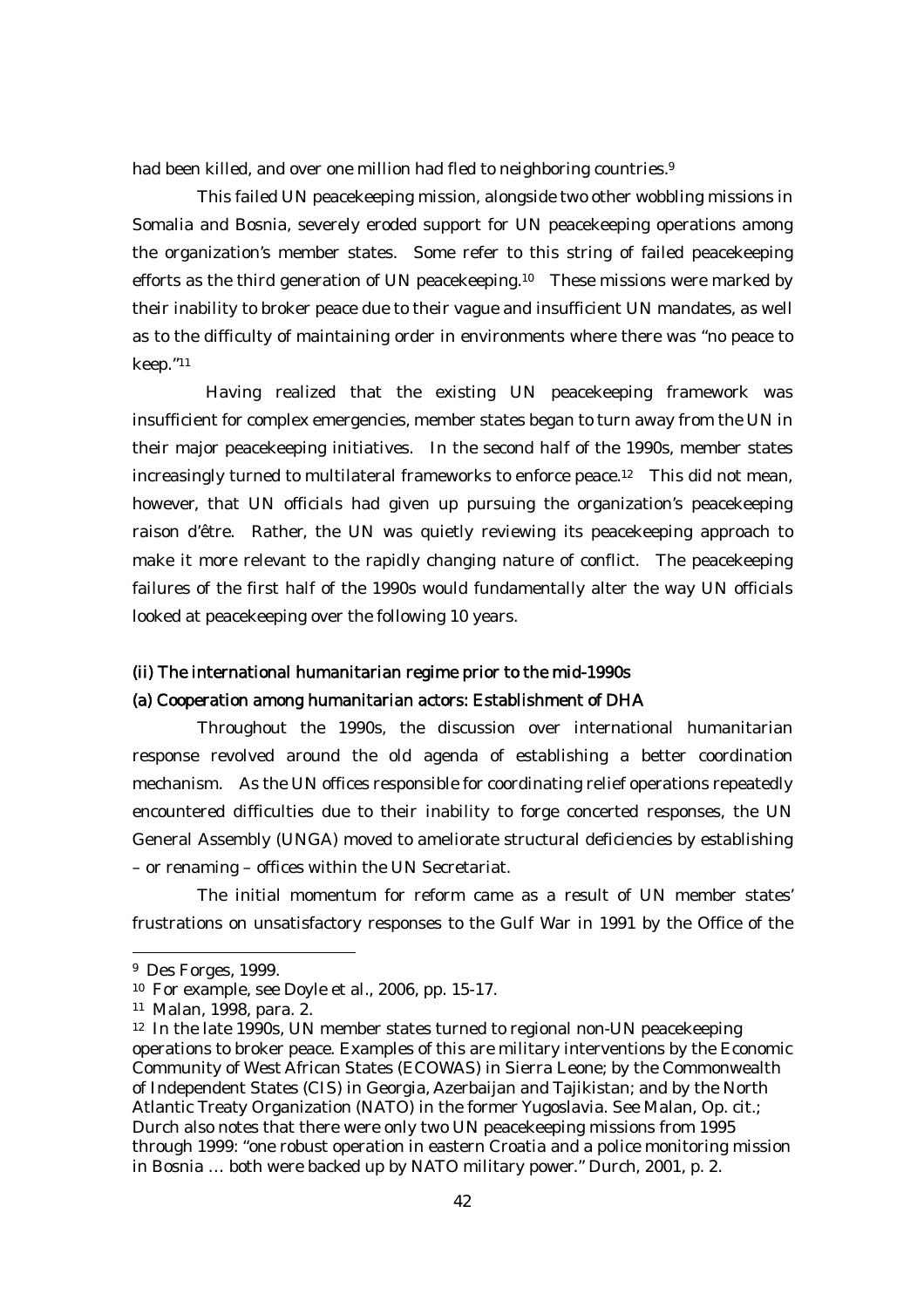had been killed, and over one million had fled to neighboring countries.[9]

This failed UN peacekeeping mission, alongside two other wobbling missions in Somalia and Bosnia, severely eroded support for UN peacekeeping operations among the organization's member states. Some refer to this string of failed peacekeeping efforts as the third generation of UN peacekeeping.[10] These missions were marked by their inability to broker peace due to their vague and insufficient UN mandates, as well as to the difficulty of maintaining order in environments where there was "no peace to keep."[11]

Having realized that the existing UN peacekeeping framework was insufficient for complex emergencies, member states began to turn away from the UN in their major peacekeeping initiatives. In the second half of the 1990s, member states increasingly turned to multilateral frameworks to enforce peace.[12] This did not mean, however, that UN officials had given up pursuing the organization's peacekeeping raison d'être. Rather, the UN was quietly reviewing its peacekeeping approach to make it more relevant to the rapidly changing nature of conflict. The peacekeeping failures of the first half of the 1990s would fundamentally alter the way UN officials looked at peacekeeping over the following 10 years.

### (ii) The international humanitarian regime prior to the mid-1990s

#### (a) Cooperation among humanitarian actors: Establishment of DHA

Throughout the 1990s, the discussion over international humanitarian response revolved around the old agenda of establishing a better coordination mechanism. As the UN offices responsible for coordinating relief operations repeatedly encountered difficulties due to their inability to forge concerted responses, the UN General Assembly (UNGA) moved to ameliorate structural deficiencies by establishing – or renaming – offices within the UN Secretariat.

The initial momentum for reform came as a result of UN member states' frustrations on unsatisfactory responses to the Gulf War in 1991 by the Office of the

---

[9] Des Forges, 1999.

[10] For example, see Doyle et al., 2006, pp. 15-17.

[11] Malan, 1998, para. 2.

[12] In the late 1990s, UN member states turned to regional non-UN peacekeeping operations to broker peace. Examples of this are military interventions by the Economic Community of West African States (ECOWAS) in Sierra Leone; by the Commonwealth of Independent States (CIS) in Georgia, Azerbaijan and Tajikistan; and by the North Atlantic Treaty Organization (NATO) in the former Yugoslavia. See Malan, Op. cit.; Durch also notes that there were only two UN peacekeeping missions from 1995 through 1999: "one robust operation in eastern Croatia and a police monitoring mission in Bosnia … both were backed up by NATO military power." Durch, 2001, p. 2.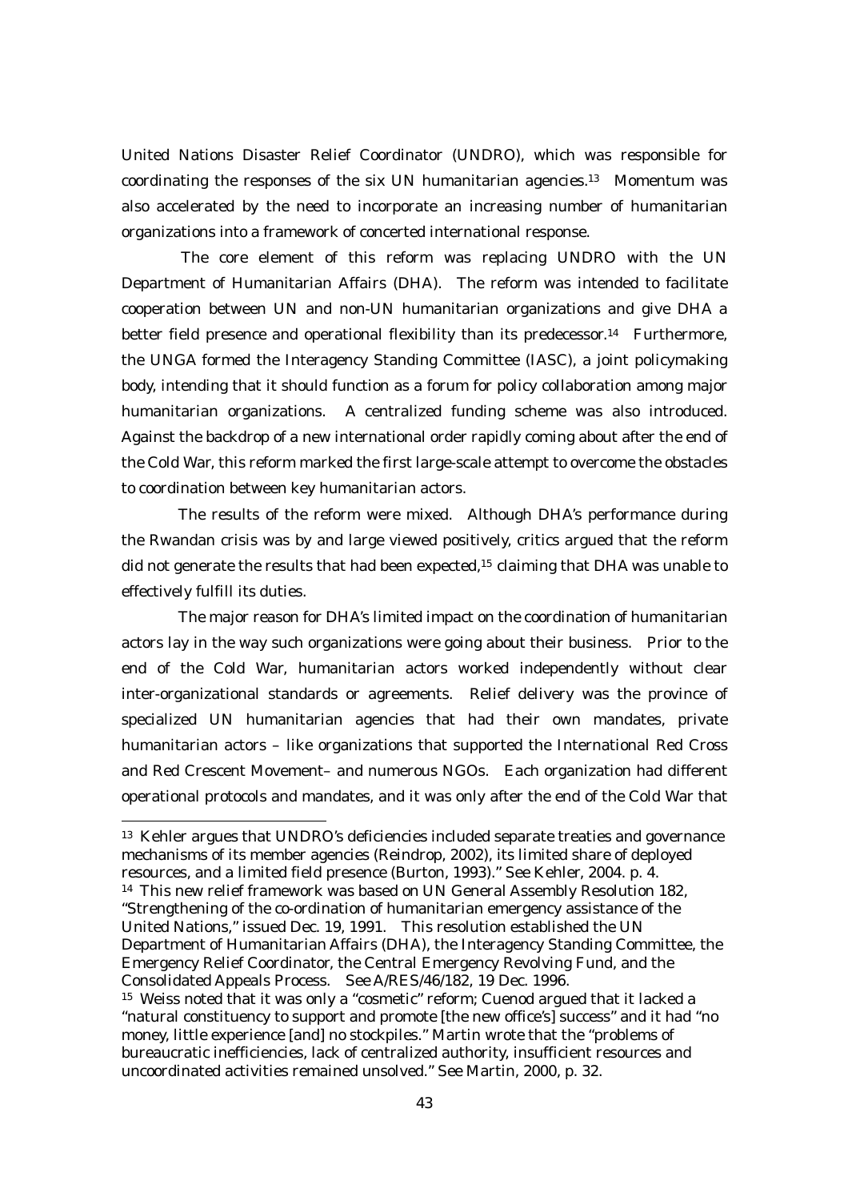United Nations Disaster Relief Coordinator (UNDRO), which was responsible for coordinating the responses of the six UN humanitarian agencies.[13] Momentum was also accelerated by the need to incorporate an increasing number of humanitarian organizations into a framework of concerted international response.

The core element of this reform was replacing UNDRO with the UN Department of Humanitarian Affairs (DHA). The reform was intended to facilitate cooperation between UN and non-UN humanitarian organizations and give DHA a better field presence and operational flexibility than its predecessor.[14] Furthermore, the UNGA formed the Interagency Standing Committee (IASC), a joint policymaking body, intending that it should function as a forum for policy collaboration among major humanitarian organizations. A centralized funding scheme was also introduced. Against the backdrop of a new international order rapidly coming about after the end of the Cold War, this reform marked the first large-scale attempt to overcome the obstacles to coordination between key humanitarian actors.

The results of the reform were mixed. Although DHA's performance during the Rwandan crisis was by and large viewed positively, critics argued that the reform did not generate the results that had been expected,[15] claiming that DHA was unable to effectively fulfill its duties.

The major reason for DHA's limited impact on the coordination of humanitarian actors lay in the way such organizations were going about their business. Prior to the end of the Cold War, humanitarian actors worked independently without clear inter-organizational standards or agreements. Relief delivery was the province of specialized UN humanitarian agencies that had their own mandates, private humanitarian actors – like organizations that supported the International Red Cross and Red Crescent Movement– and numerous NGOs. Each organization had different operational protocols and mandates, and it was only after the end of the Cold War that

---

[13] Kehler argues that UNDRO's deficiencies included separate treaties and governance mechanisms of its member agencies (Reindrop, 2002), its limited share of deployed resources, and a limited field presence (Burton, 1993)." See Kehler, 2004. p. 4.

[14] This new relief framework was based on UN General Assembly Resolution 182, "Strengthening of the co-ordination of humanitarian emergency assistance of the United Nations," issued Dec. 19, 1991. This resolution established the UN Department of Humanitarian Affairs (DHA), the Interagency Standing Committee, the Emergency Relief Coordinator, the Central Emergency Revolving Fund, and the Consolidated Appeals Process. See A/RES/46/182, 19 Dec. 1996.

[15] Weiss noted that it was only a "cosmetic" reform; Cuenod argued that it lacked a "natural constituency to support and promote [the new office's] success" and it had "no money, little experience [and] no stockpiles." Martin wrote that the "problems of bureaucratic inefficiencies, lack of centralized authority, insufficient resources and uncoordinated activities remained unsolved." See Martin, 2000, p. 32.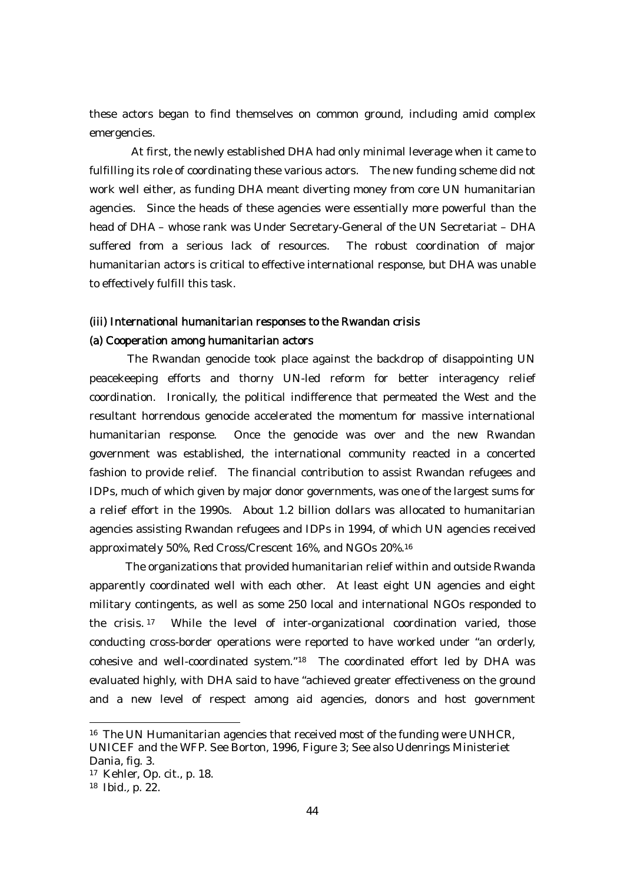these actors began to find themselves on common ground, including amid complex emergencies.

At first, the newly established DHA had only minimal leverage when it came to fulfilling its role of coordinating these various actors. The new funding scheme did not work well either, as funding DHA meant diverting money from core UN humanitarian agencies. Since the heads of these agencies were essentially more powerful than the head of DHA – whose rank was Under Secretary-General of the UN Secretariat – DHA suffered from a serious lack of resources. The robust coordination of major humanitarian actors is critical to effective international response, but DHA was unable to effectively fulfill this task.

### (iii) International humanitarian responses to the Rwandan crisis

#### (a) Cooperation among humanitarian actors

The Rwandan genocide took place against the backdrop of disappointing UN peacekeeping efforts and thorny UN-led reform for better interagency relief coordination. Ironically, the political indifference that permeated the West and the resultant horrendous genocide accelerated the momentum for massive international humanitarian response. Once the genocide was over and the new Rwandan government was established, the international community reacted in a concerted fashion to provide relief. The financial contribution to assist Rwandan refugees and IDPs, much of which given by major donor governments, was one of the largest sums for a relief effort in the 1990s. About 1.2 billion dollars was allocated to humanitarian agencies assisting Rwandan refugees and IDPs in 1994, of which UN agencies received approximately 50%, Red Cross/Crescent 16%, and NGOs 20%.[16]

The organizations that provided humanitarian relief within and outside Rwanda apparently coordinated well with each other. At least eight UN agencies and eight military contingents, as well as some 250 local and international NGOs responded to the crisis.[17] While the level of inter-organizational coordination varied, those conducting cross-border operations were reported to have worked under "an orderly, cohesive and well-coordinated system."[18] The coordinated effort led by DHA was evaluated highly, with DHA said to have "achieved greater effectiveness on the ground and a new level of respect among aid agencies, donors and host government

---

[16] The UN Humanitarian agencies that received most of the funding were UNHCR, UNICEF and the WFP. See Borton, 1996, Figure 3; See also Udenrings Ministeriet Dania, fig. 3.

[17] Kehler, Op. cit., p. 18.

[18] Ibid., p. 22.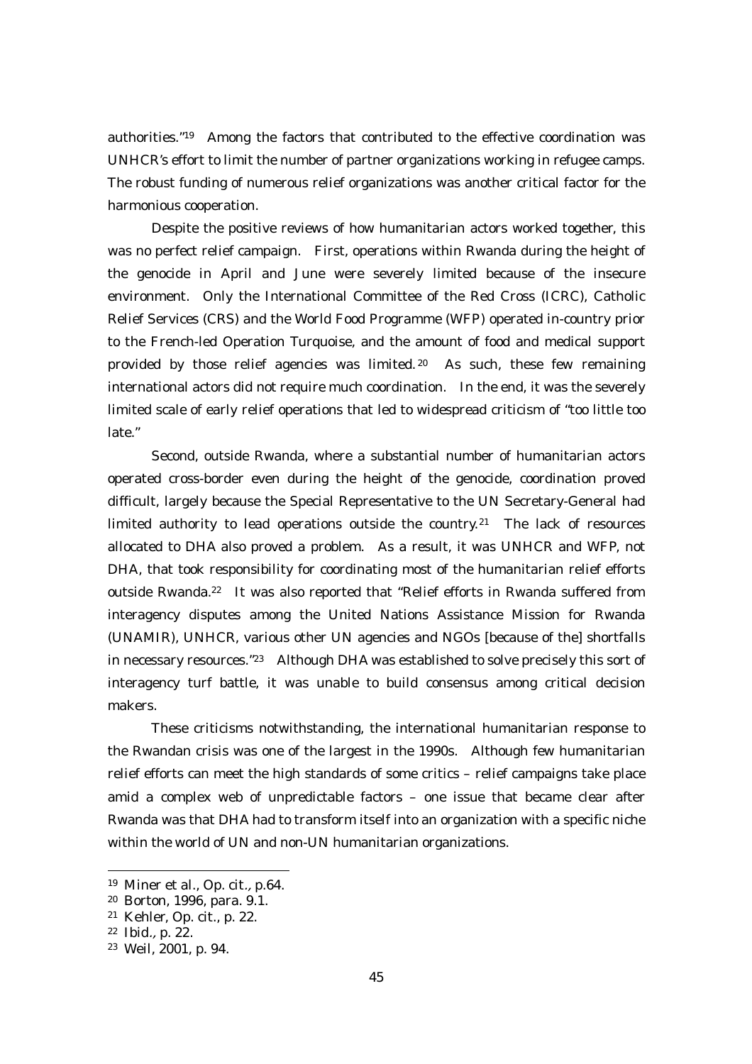authorities."[19] Among the factors that contributed to the effective coordination was UNHCR's effort to limit the number of partner organizations working in refugee camps. The robust funding of numerous relief organizations was another critical factor for the harmonious cooperation.

Despite the positive reviews of how humanitarian actors worked together, this was no perfect relief campaign. First, operations within Rwanda during the height of the genocide in April and June were severely limited because of the insecure environment. Only the International Committee of the Red Cross (ICRC), Catholic Relief Services (CRS) and the World Food Programme (WFP) operated in-country prior to the French-led Operation Turquoise, and the amount of food and medical support provided by those relief agencies was limited.[20] As such, these few remaining international actors did not require much coordination. In the end, it was the severely limited scale of early relief operations that led to widespread criticism of "too little too late."

Second, outside Rwanda, where a substantial number of humanitarian actors operated cross-border even during the height of the genocide, coordination proved difficult, largely because the Special Representative to the UN Secretary-General had limited authority to lead operations outside the country.[21] The lack of resources allocated to DHA also proved a problem. As a result, it was UNHCR and WFP, not DHA, that took responsibility for coordinating most of the humanitarian relief efforts outside Rwanda.[22] It was also reported that "Relief efforts in Rwanda suffered from interagency disputes among the United Nations Assistance Mission for Rwanda (UNAMIR), UNHCR, various other UN agencies and NGOs [because of the] shortfalls in necessary resources."[23] Although DHA was established to solve precisely this sort of interagency turf battle, it was unable to build consensus among critical decision makers.

These criticisms notwithstanding, the international humanitarian response to the Rwandan crisis was one of the largest in the 1990s. Although few humanitarian relief efforts can meet the high standards of some critics – relief campaigns take place amid a complex web of unpredictable factors – one issue that became clear after Rwanda was that DHA had to transform itself into an organization with a specific niche within the world of UN and non-UN humanitarian organizations.

---

[19] Miner et al., Op. cit., p.64.

[20] Borton, 1996, para. 9.1.

[21] Kehler, Op. cit., p. 22.

[22] Ibid., p. 22.

[23] Weil, 2001, p. 94.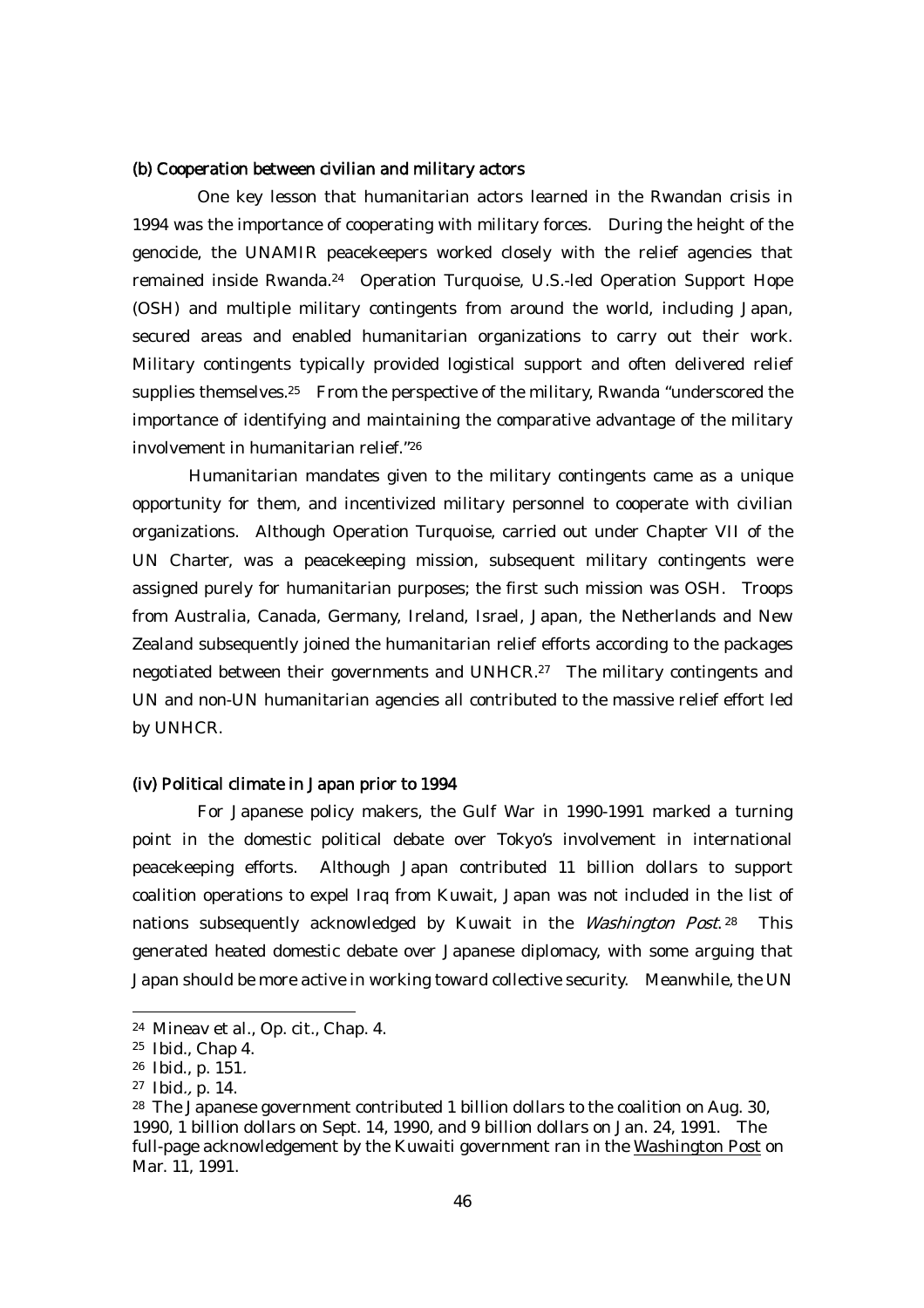#### (b) Cooperation between civilian and military actors

One key lesson that humanitarian actors learned in the Rwandan crisis in 1994 was the importance of cooperating with military forces. During the height of the genocide, the UNAMIR peacekeepers worked closely with the relief agencies that remained inside Rwanda.[24] Operation Turquoise, U.S.-led Operation Support Hope (OSH) and multiple military contingents from around the world, including Japan, secured areas and enabled humanitarian organizations to carry out their work. Military contingents typically provided logistical support and often delivered relief supplies themselves.[25] From the perspective of the military, Rwanda "underscored the importance of identifying and maintaining the comparative advantage of the military involvement in humanitarian relief."[26]

Humanitarian mandates given to the military contingents came as a unique opportunity for them, and incentivized military personnel to cooperate with civilian organizations. Although Operation Turquoise, carried out under Chapter VII of the UN Charter, was a peacekeeping mission, subsequent military contingents were assigned purely for humanitarian purposes; the first such mission was OSH. Troops from Australia, Canada, Germany, Ireland, Israel, Japan, the Netherlands and New Zealand subsequently joined the humanitarian relief efforts according to the packages negotiated between their governments and UNHCR.[27] The military contingents and UN and non-UN humanitarian agencies all contributed to the massive relief effort led by UNHCR.

### (iv) Political climate in Japan prior to 1994

For Japanese policy makers, the Gulf War in 1990-1991 marked a turning point in the domestic political debate over Tokyo's involvement in international peacekeeping efforts. Although Japan contributed 11 billion dollars to support coalition operations to expel Iraq from Kuwait, Japan was not included in the list of nations subsequently acknowledged by Kuwait in the *Washington Post*.[28] This generated heated domestic debate over Japanese diplomacy, with some arguing that Japan should be more active in working toward collective security. Meanwhile, the UN

---

[24] Mineav et al., Op. cit., Chap. 4.

[25] Ibid., Chap 4.

[26] Ibid., p. 151.

[27] Ibid., p. 14.

[28] The Japanese government contributed 1 billion dollars to the coalition on Aug. 30, 1990, 1 billion dollars on Sept. 14, 1990, and 9 billion dollars on Jan. 24, 1991. The full-page acknowledgement by the Kuwaiti government ran in the Washington Post on Mar. 11, 1991.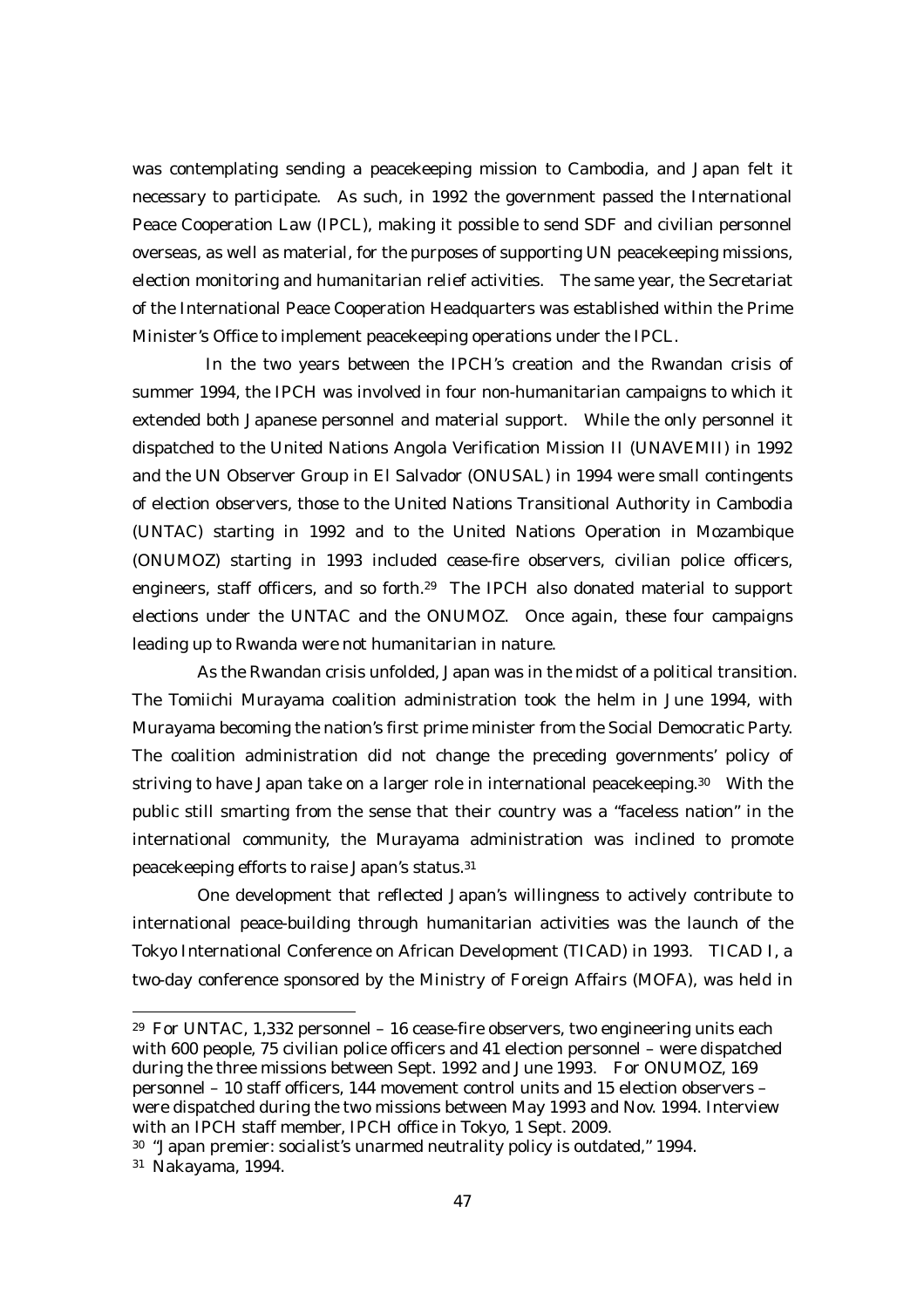was contemplating sending a peacekeeping mission to Cambodia, and Japan felt it necessary to participate. As such, in 1992 the government passed the International Peace Cooperation Law (IPCL), making it possible to send SDF and civilian personnel overseas, as well as material, for the purposes of supporting UN peacekeeping missions, election monitoring and humanitarian relief activities. The same year, the Secretariat of the International Peace Cooperation Headquarters was established within the Prime Minister's Office to implement peacekeeping operations under the IPCL.

In the two years between the IPCH's creation and the Rwandan crisis of summer 1994, the IPCH was involved in four non-humanitarian campaigns to which it extended both Japanese personnel and material support. While the only personnel it dispatched to the United Nations Angola Verification Mission II (UNAVEMII) in 1992 and the UN Observer Group in El Salvador (ONUSAL) in 1994 were small contingents of election observers, those to the United Nations Transitional Authority in Cambodia (UNTAC) starting in 1992 and to the United Nations Operation in Mozambique (ONUMOZ) starting in 1993 included cease-fire observers, civilian police officers, engineers, staff officers, and so forth.[29] The IPCH also donated material to support elections under the UNTAC and the ONUMOZ. Once again, these four campaigns leading up to Rwanda were not humanitarian in nature.

As the Rwandan crisis unfolded, Japan was in the midst of a political transition. The Tomiichi Murayama coalition administration took the helm in June 1994, with Murayama becoming the nation's first prime minister from the Social Democratic Party. The coalition administration did not change the preceding governments' policy of striving to have Japan take on a larger role in international peacekeeping.[30] With the public still smarting from the sense that their country was a "faceless nation" in the international community, the Murayama administration was inclined to promote peacekeeping efforts to raise Japan's status.[31]

One development that reflected Japan's willingness to actively contribute to international peace-building through humanitarian activities was the launch of the Tokyo International Conference on African Development (TICAD) in 1993. TICAD I, a two-day conference sponsored by the Ministry of Foreign Affairs (MOFA), was held in

---

[29] For UNTAC, 1,332 personnel – 16 cease-fire observers, two engineering units each with 600 people, 75 civilian police officers and 41 election personnel – were dispatched during the three missions between Sept. 1992 and June 1993. For ONUMOZ, 169 personnel – 10 staff officers, 144 movement control units and 15 election observers – were dispatched during the two missions between May 1993 and Nov. 1994. Interview with an IPCH staff member, IPCH office in Tokyo, 1 Sept. 2009.

[30] "Japan premier: socialist's unarmed neutrality policy is outdated," 1994.

[31] Nakayama, 1994.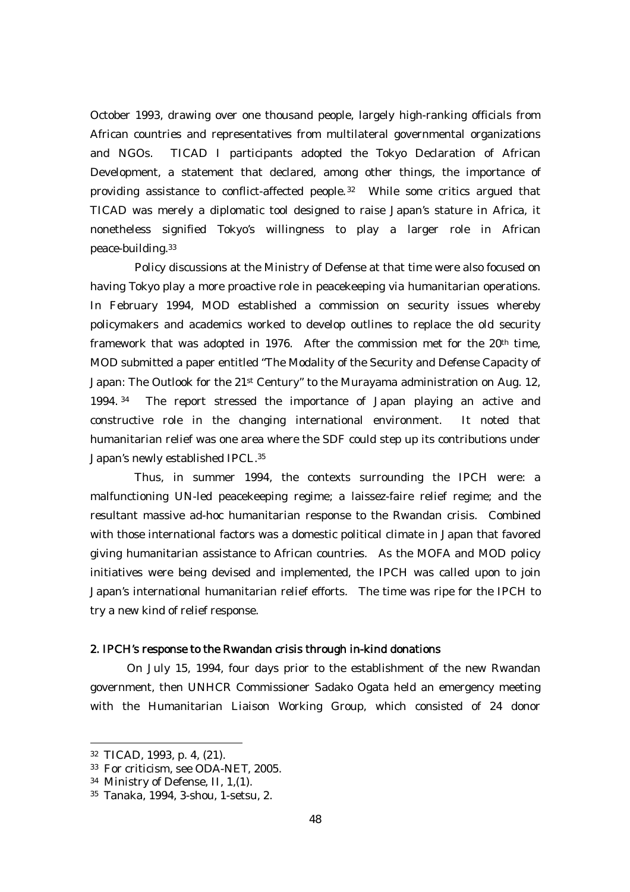October 1993, drawing over one thousand people, largely high-ranking officials from African countries and representatives from multilateral governmental organizations and NGOs. TICAD I participants adopted the Tokyo Declaration of African Development, a statement that declared, among other things, the importance of providing assistance to conflict-affected people.[32] While some critics argued that TICAD was merely a diplomatic tool designed to raise Japan's stature in Africa, it nonetheless signified Tokyo's willingness to play a larger role in African peace-building.[33]

Policy discussions at the Ministry of Defense at that time were also focused on having Tokyo play a more proactive role in peacekeeping via humanitarian operations. In February 1994, MOD established a commission on security issues whereby policymakers and academics worked to develop outlines to replace the old security framework that was adopted in 1976. After the commission met for the 20th time, MOD submitted a paper entitled "The Modality of the Security and Defense Capacity of Japan: The Outlook for the 21st Century" to the Murayama administration on Aug. 12, 1994.[34] The report stressed the importance of Japan playing an active and constructive role in the changing international environment. It noted that humanitarian relief was one area where the SDF could step up its contributions under Japan's newly established IPCL.[35]

Thus, in summer 1994, the contexts surrounding the IPCH were: a malfunctioning UN-led peacekeeping regime; a laissez-faire relief regime; and the resultant massive ad-hoc humanitarian response to the Rwandan crisis. Combined with those international factors was a domestic political climate in Japan that favored giving humanitarian assistance to African countries. As the MOFA and MOD policy initiatives were being devised and implemented, the IPCH was called upon to join Japan's international humanitarian relief efforts. The time was ripe for the IPCH to try a new kind of relief response.

## 2. IPCH's response to the Rwandan crisis through in-kind donations

On July 15, 1994, four days prior to the establishment of the new Rwandan government, then UNHCR Commissioner Sadako Ogata held an emergency meeting with the Humanitarian Liaison Working Group, which consisted of 24 donor

---

[32] TICAD, 1993, p. 4, (21).

[33] For criticism, see ODA-NET, 2005.

[34] Ministry of Defense, II, 1,(1).

[35] Tanaka, 1994, 3-shou, 1-setsu, 2.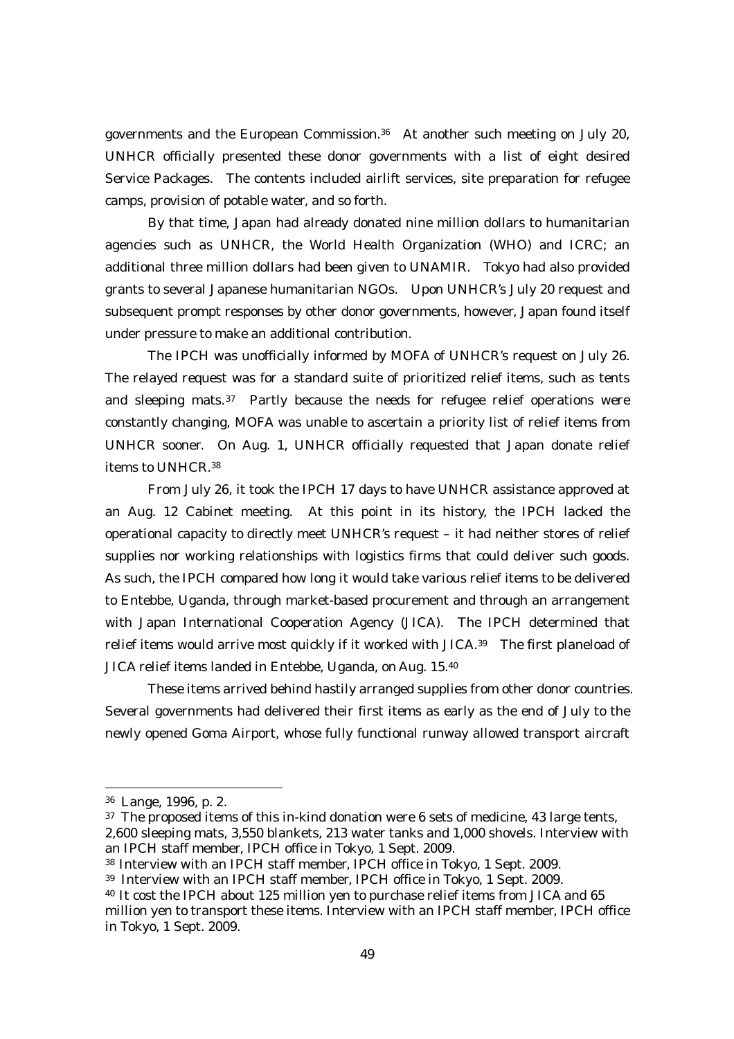governments and the European Commission.[36] At another such meeting on July 20, UNHCR officially presented these donor governments with a list of eight desired Service Packages. The contents included airlift services, site preparation for refugee camps, provision of potable water, and so forth.

By that time, Japan had already donated nine million dollars to humanitarian agencies such as UNHCR, the World Health Organization (WHO) and ICRC; an additional three million dollars had been given to UNAMIR. Tokyo had also provided grants to several Japanese humanitarian NGOs. Upon UNHCR's July 20 request and subsequent prompt responses by other donor governments, however, Japan found itself under pressure to make an additional contribution.

The IPCH was unofficially informed by MOFA of UNHCR's request on July 26. The relayed request was for a standard suite of prioritized relief items, such as tents and sleeping mats.[37] Partly because the needs for refugee relief operations were constantly changing, MOFA was unable to ascertain a priority list of relief items from UNHCR sooner. On Aug. 1, UNHCR officially requested that Japan donate relief items to UNHCR.[38]

From July 26, it took the IPCH 17 days to have UNHCR assistance approved at an Aug. 12 Cabinet meeting. At this point in its history, the IPCH lacked the operational capacity to directly meet UNHCR's request – it had neither stores of relief supplies nor working relationships with logistics firms that could deliver such goods. As such, the IPCH compared how long it would take various relief items to be delivered to Entebbe, Uganda, through market-based procurement and through an arrangement with Japan International Cooperation Agency (JICA). The IPCH determined that relief items would arrive most quickly if it worked with JICA.[39] The first planeload of JICA relief items landed in Entebbe, Uganda, on Aug. 15.[40]

These items arrived behind hastily arranged supplies from other donor countries. Several governments had delivered their first items as early as the end of July to the newly opened Goma Airport, whose fully functional runway allowed transport aircraft

---

[36] Lange, 1996, p. 2.

[37] The proposed items of this in-kind donation were 6 sets of medicine, 43 large tents, 2,600 sleeping mats, 3,550 blankets, 213 water tanks and 1,000 shovels. Interview with an IPCH staff member, IPCH office in Tokyo, 1 Sept. 2009.

[38] Interview with an IPCH staff member, IPCH office in Tokyo, 1 Sept. 2009.

[39] Interview with an IPCH staff member, IPCH office in Tokyo, 1 Sept. 2009.

[40] It cost the IPCH about 125 million yen to purchase relief items from JICA and 65 million yen to transport these items. Interview with an IPCH staff member, IPCH office in Tokyo, 1 Sept. 2009.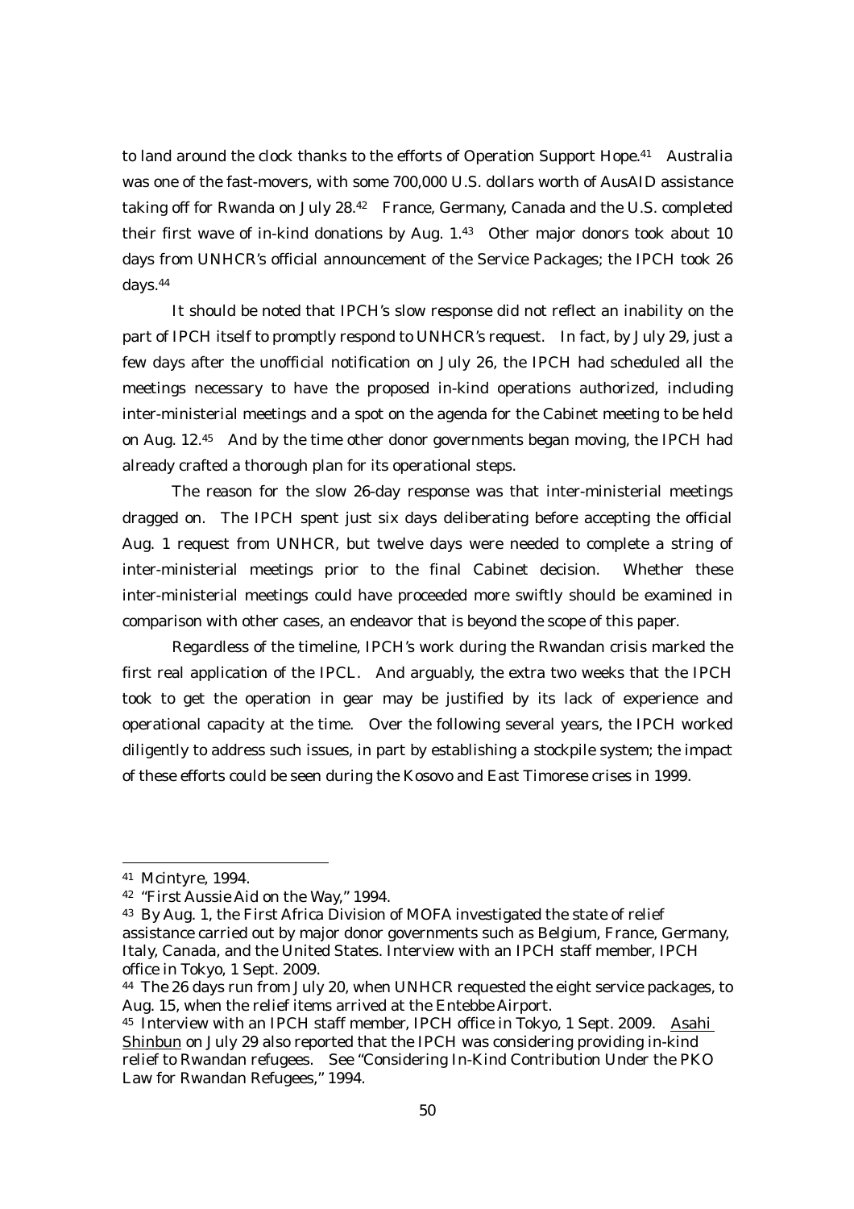to land around the clock thanks to the efforts of Operation Support Hope.[41] Australia was one of the fast-movers, with some 700,000 U.S. dollars worth of AusAID assistance taking off for Rwanda on July 28.[42] France, Germany, Canada and the U.S. completed their first wave of in-kind donations by Aug. 1.[43] Other major donors took about 10 days from UNHCR's official announcement of the Service Packages; the IPCH took 26 days.[44]

It should be noted that IPCH's slow response did not reflect an inability on the part of IPCH itself to promptly respond to UNHCR's request. In fact, by July 29, just a few days after the unofficial notification on July 26, the IPCH had scheduled all the meetings necessary to have the proposed in-kind operations authorized, including inter-ministerial meetings and a spot on the agenda for the Cabinet meeting to be held on Aug. 12.[45] And by the time other donor governments began moving, the IPCH had already crafted a thorough plan for its operational steps.

The reason for the slow 26-day response was that inter-ministerial meetings dragged on. The IPCH spent just six days deliberating before accepting the official Aug. 1 request from UNHCR, but twelve days were needed to complete a string of inter-ministerial meetings prior to the final Cabinet decision. Whether these inter-ministerial meetings could have proceeded more swiftly should be examined in comparison with other cases, an endeavor that is beyond the scope of this paper.

Regardless of the timeline, IPCH's work during the Rwandan crisis marked the first real application of the IPCL. And arguably, the extra two weeks that the IPCH took to get the operation in gear may be justified by its lack of experience and operational capacity at the time. Over the following several years, the IPCH worked diligently to address such issues, in part by establishing a stockpile system; the impact of these efforts could be seen during the Kosovo and East Timorese crises in 1999.

---

[41] Mcintyre, 1994.

[42] "First Aussie Aid on the Way," 1994.

[43] By Aug. 1, the First Africa Division of MOFA investigated the state of relief assistance carried out by major donor governments such as Belgium, France, Germany, Italy, Canada, and the United States. Interview with an IPCH staff member, IPCH office in Tokyo, 1 Sept. 2009.

[44] The 26 days run from July 20, when UNHCR requested the eight service packages, to Aug. 15, when the relief items arrived at the Entebbe Airport.

[45] Interview with an IPCH staff member, IPCH office in Tokyo, 1 Sept. 2009. Asahi Shinbun on July 29 also reported that the IPCH was considering providing in-kind relief to Rwandan refugees. See "Considering In-Kind Contribution Under the PKO Law for Rwandan Refugees," 1994.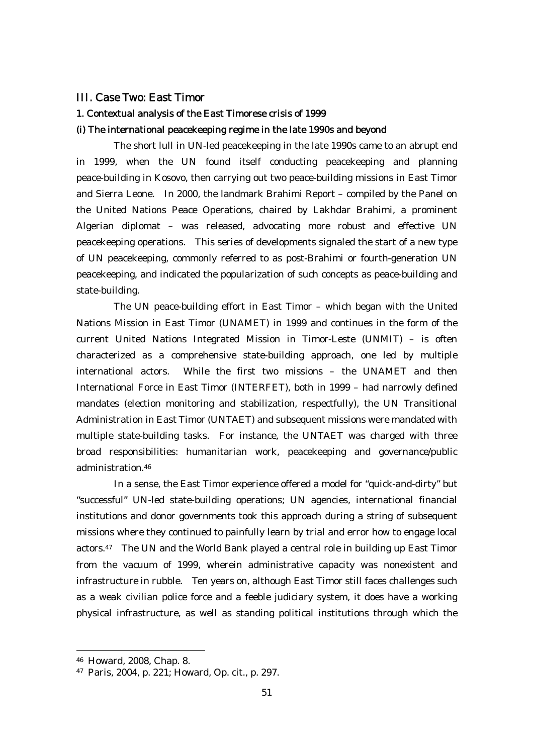## III. Case Two: East Timor

### 1. Contextual analysis of the East Timorese crisis of 1999

#### (i) The international peacekeeping regime in the late 1990s and beyond

The short lull in UN-led peacekeeping in the late 1990s came to an abrupt end in 1999, when the UN found itself conducting peacekeeping and planning peace-building in Kosovo, then carrying out two peace-building missions in East Timor and Sierra Leone. In 2000, the landmark Brahimi Report – compiled by the Panel on the United Nations Peace Operations, chaired by Lakhdar Brahimi, a prominent Algerian diplomat – was released, advocating more robust and effective UN peacekeeping operations. This series of developments signaled the start of a new type of UN peacekeeping, commonly referred to as post-Brahimi or fourth-generation UN peacekeeping, and indicated the popularization of such concepts as peace-building and state-building.

The UN peace-building effort in East Timor – which began with the United Nations Mission in East Timor (UNAMET) in 1999 and continues in the form of the current United Nations Integrated Mission in Timor-Leste (UNMIT) – is often characterized as a comprehensive state-building approach, one led by multiple international actors. While the first two missions – the UNAMET and then International Force in East Timor (INTERFET), both in 1999 – had narrowly defined mandates (election monitoring and stabilization, respectfully), the UN Transitional Administration in East Timor (UNTAET) and subsequent missions were mandated with multiple state-building tasks. For instance, the UNTAET was charged with three broad responsibilities: humanitarian work, peacekeeping and governance/public administration.[46]

In a sense, the East Timor experience offered a model for "quick-and-dirty" but "successful" UN-led state-building operations; UN agencies, international financial institutions and donor governments took this approach during a string of subsequent missions where they continued to painfully learn by trial and error how to engage local actors.[47] The UN and the World Bank played a central role in building up East Timor from the vacuum of 1999, wherein administrative capacity was nonexistent and infrastructure in rubble. Ten years on, although East Timor still faces challenges such as a weak civilian police force and a feeble judiciary system, it does have a working physical infrastructure, as well as standing political institutions through which the

---

[46] Howard, 2008, Chap. 8.

[47] Paris, 2004, p. 221; Howard, Op. cit., p. 297.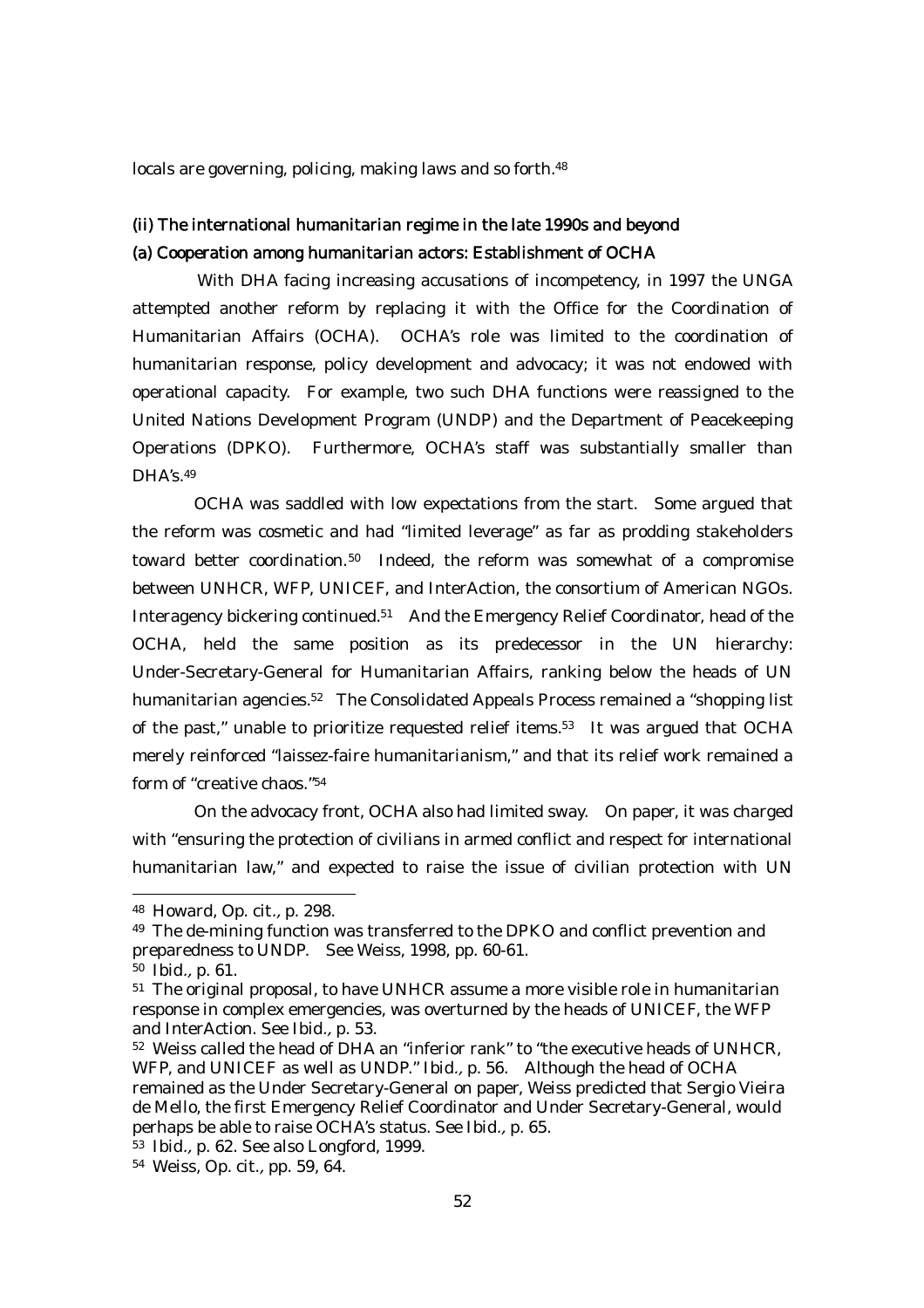locals are governing, policing, making laws and so forth.[48]

### (ii) The international humanitarian regime in the late 1990s and beyond

#### (a) Cooperation among humanitarian actors: Establishment of OCHA

With DHA facing increasing accusations of incompetency, in 1997 the UNGA attempted another reform by replacing it with the Office for the Coordination of Humanitarian Affairs (OCHA). OCHA's role was limited to the coordination of humanitarian response, policy development and advocacy; it was not endowed with operational capacity. For example, two such DHA functions were reassigned to the United Nations Development Program (UNDP) and the Department of Peacekeeping Operations (DPKO). Furthermore, OCHA's staff was substantially smaller than DHA's.[49]

OCHA was saddled with low expectations from the start. Some argued that the reform was cosmetic and had "limited leverage" as far as prodding stakeholders toward better coordination.[50] Indeed, the reform was somewhat of a compromise between UNHCR, WFP, UNICEF, and InterAction, the consortium of American NGOs. Interagency bickering continued.[51] And the Emergency Relief Coordinator, head of the OCHA, held the same position as its predecessor in the UN hierarchy: Under-Secretary-General for Humanitarian Affairs, ranking below the heads of UN humanitarian agencies.[52] The Consolidated Appeals Process remained a "shopping list of the past," unable to prioritize requested relief items.[53] It was argued that OCHA merely reinforced "laissez-faire humanitarianism," and that its relief work remained a form of "creative chaos."[54]

On the advocacy front, OCHA also had limited sway. On paper, it was charged with "ensuring the protection of civilians in armed conflict and respect for international humanitarian law," and expected to raise the issue of civilian protection with UN

---

[48] Howard, Op. cit., p. 298.

[49] The de-mining function was transferred to the DPKO and conflict prevention and preparedness to UNDP. See Weiss, 1998, pp. 60-61.

[50] Ibid., p. 61.

[51] The original proposal, to have UNHCR assume a more visible role in humanitarian response in complex emergencies, was overturned by the heads of UNICEF, the WFP and InterAction. See Ibid., p. 53.

[52] Weiss called the head of DHA an "inferior rank" to "the executive heads of UNHCR, WFP, and UNICEF as well as UNDP." Ibid., p. 56. Although the head of OCHA remained as the Under Secretary-General on paper, Weiss predicted that Sergio Vieira de Mello, the first Emergency Relief Coordinator and Under Secretary-General, would perhaps be able to raise OCHA's status. See Ibid., p. 65.

[53] Ibid., p. 62. See also Longford, 1999.

[54] Weiss, Op. cit., pp. 59, 64.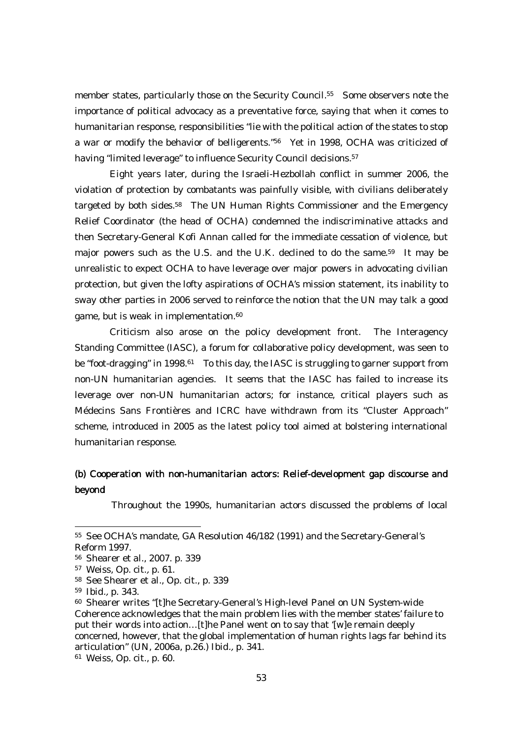member states, particularly those on the Security Council.[55] Some observers note the importance of political advocacy as a preventative force, saying that when it comes to humanitarian response, responsibilities "lie with the political action of the states to stop a war or modify the behavior of belligerents."[56] Yet in 1998, OCHA was criticized of having "limited leverage" to influence Security Council decisions.[57]

Eight years later, during the Israeli-Hezbollah conflict in summer 2006, the violation of protection by combatants was painfully visible, with civilians deliberately targeted by both sides.[58] The UN Human Rights Commissioner and the Emergency Relief Coordinator (the head of OCHA) condemned the indiscriminative attacks and then Secretary-General Kofi Annan called for the immediate cessation of violence, but major powers such as the U.S. and the U.K. declined to do the same.[59] It may be unrealistic to expect OCHA to have leverage over major powers in advocating civilian protection, but given the lofty aspirations of OCHA's mission statement, its inability to sway other parties in 2006 served to reinforce the notion that the UN may talk a good game, but is weak in implementation.[60]

Criticism also arose on the policy development front. The Interagency Standing Committee (IASC), a forum for collaborative policy development, was seen to be "foot-dragging" in 1998.[61] To this day, the IASC is struggling to garner support from non-UN humanitarian agencies. It seems that the IASC has failed to increase its leverage over non-UN humanitarian actors; for instance, critical players such as Médecins Sans Frontières and ICRC have withdrawn from its "Cluster Approach" scheme, introduced in 2005 as the latest policy tool aimed at bolstering international humanitarian response.

### (b) Cooperation with non-humanitarian actors: Relief-development gap discourse and beyond

Throughout the 1990s, humanitarian actors discussed the problems of local

---

[55] See OCHA's mandate, GA Resolution 46/182 (1991) and the Secretary-General's Reform 1997.

[56] Shearer et al., 2007. p. 339

[57] Weiss, *Op. cit.*, p. 61.

[58] See Shearer et al., *Op. cit.*, p. 339

[59] *Ibid.*, p. 343.

[60] Shearer writes "[t]he Secretary-General's High-level Panel on UN System-wide Coherence acknowledges that the main problem lies with the member states' failure to put their words into action…[t]he Panel went on to say that '[w]e remain deeply concerned, however, that the global implementation of human rights lags far behind its articulation" (UN, 2006a, p.26.) *Ibid.*, p. 341.

[61] Weiss, *Op. cit.*, p. 60.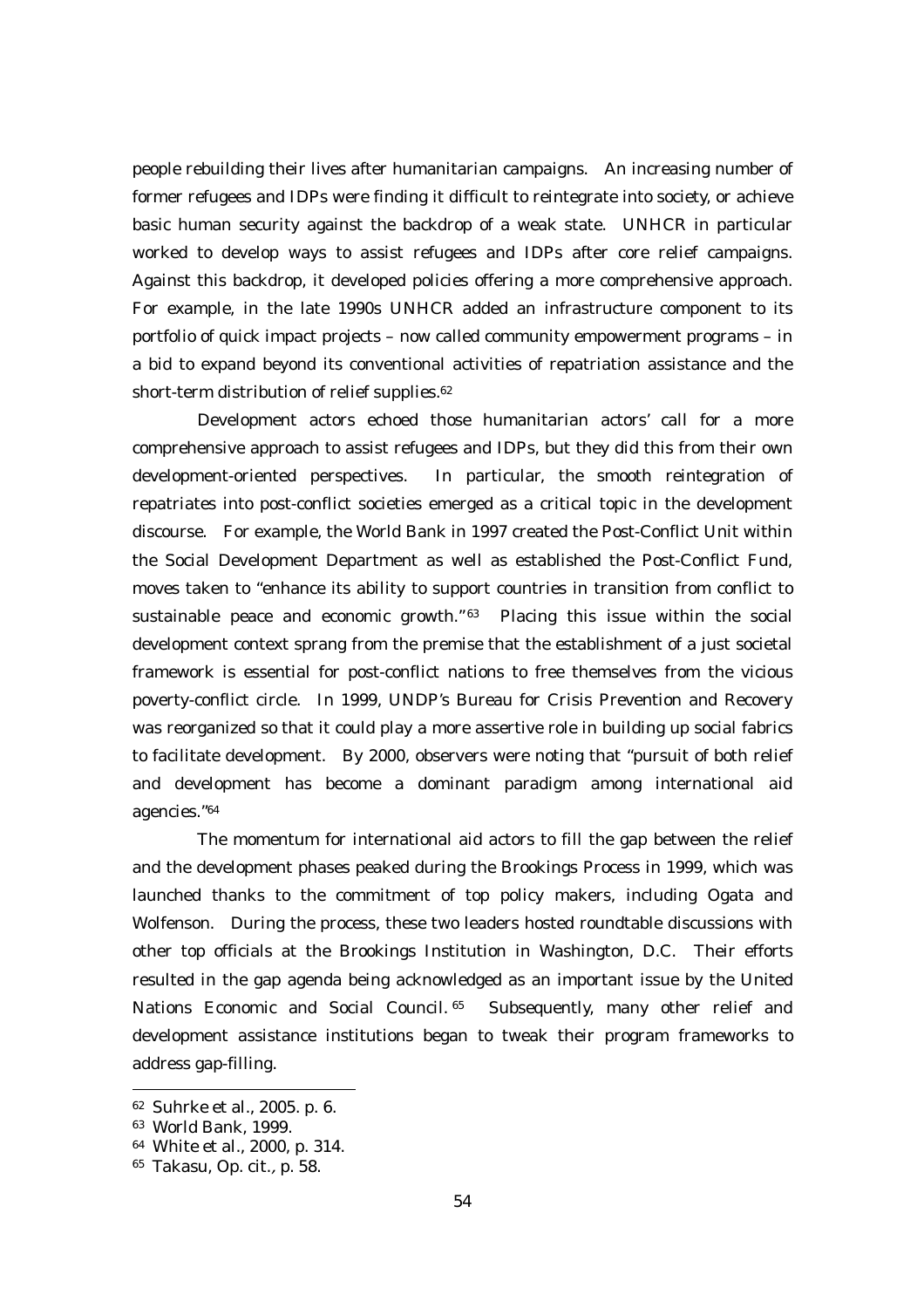people rebuilding their lives after humanitarian campaigns. An increasing number of former refugees and IDPs were finding it difficult to reintegrate into society, or achieve basic human security against the backdrop of a weak state. UNHCR in particular worked to develop ways to assist refugees and IDPs after core relief campaigns. Against this backdrop, it developed policies offering a more comprehensive approach. For example, in the late 1990s UNHCR added an infrastructure component to its portfolio of quick impact projects – now called community empowerment programs – in a bid to expand beyond its conventional activities of repatriation assistance and the short-term distribution of relief supplies.[62]

Development actors echoed those humanitarian actors' call for a more comprehensive approach to assist refugees and IDPs, but they did this from their own development-oriented perspectives. In particular, the smooth reintegration of repatriates into post-conflict societies emerged as a critical topic in the development discourse. For example, the World Bank in 1997 created the Post-Conflict Unit within the Social Development Department as well as established the Post-Conflict Fund, moves taken to "enhance its ability to support countries in transition from conflict to sustainable peace and economic growth."[63] Placing this issue within the social development context sprang from the premise that the establishment of a just societal framework is essential for post-conflict nations to free themselves from the vicious poverty-conflict circle. In 1999, UNDP's Bureau for Crisis Prevention and Recovery was reorganized so that it could play a more assertive role in building up social fabrics to facilitate development. By 2000, observers were noting that "pursuit of both relief and development has become a dominant paradigm among international aid agencies."[64]

The momentum for international aid actors to fill the gap between the relief and the development phases peaked during the Brookings Process in 1999, which was launched thanks to the commitment of top policy makers, including Ogata and Wolfenson. During the process, these two leaders hosted roundtable discussions with other top officials at the Brookings Institution in Washington, D.C. Their efforts resulted in the gap agenda being acknowledged as an important issue by the United Nations Economic and Social Council.[65] Subsequently, many other relief and development assistance institutions began to tweak their program frameworks to address gap-filling.

---

[62] Suhrke et al., 2005. p. 6.
[63] World Bank, 1999.
[64] White et al., 2000, p. 314.
[65] Takasu, *Op. cit.*, p. 58.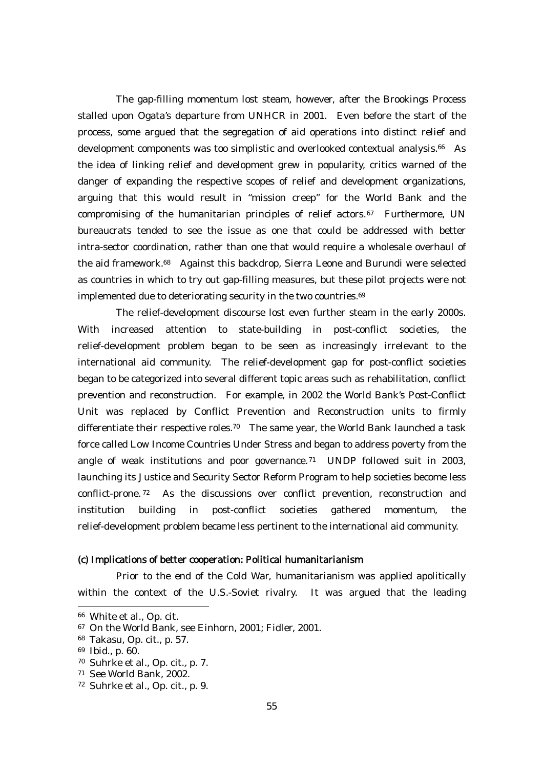The gap-filling momentum lost steam, however, after the Brookings Process stalled upon Ogata's departure from UNHCR in 2001. Even before the start of the process, some argued that the segregation of aid operations into distinct relief and development components was too simplistic and overlooked contextual analysis.[66] As the idea of linking relief and development grew in popularity, critics warned of the danger of expanding the respective scopes of relief and development organizations, arguing that this would result in "mission creep" for the World Bank and the compromising of the humanitarian principles of relief actors.[67] Furthermore, UN bureaucrats tended to see the issue as one that could be addressed with better intra-sector coordination, rather than one that would require a wholesale overhaul of the aid framework.[68] Against this backdrop, Sierra Leone and Burundi were selected as countries in which to try out gap-filling measures, but these pilot projects were not implemented due to deteriorating security in the two countries.[69]

The relief-development discourse lost even further steam in the early 2000s. With increased attention to state-building in post-conflict societies, the relief-development problem began to be seen as increasingly irrelevant to the international aid community. The relief-development gap for post-conflict societies began to be categorized into several different topic areas such as rehabilitation, conflict prevention and reconstruction. For example, in 2002 the World Bank's Post-Conflict Unit was replaced by Conflict Prevention and Reconstruction units to firmly differentiate their respective roles.[70] The same year, the World Bank launched a task force called Low Income Countries Under Stress and began to address poverty from the angle of weak institutions and poor governance.[71] UNDP followed suit in 2003, launching its Justice and Security Sector Reform Program to help societies become less conflict-prone.[72] As the discussions over conflict prevention, reconstruction and institution building in post-conflict societies gathered momentum, the relief-development problem became less pertinent to the international aid community.

#### (c) Implications of better cooperation: Political humanitarianism

Prior to the end of the Cold War, humanitarianism was applied apolitically within the context of the U.S.-Soviet rivalry. It was argued that the leading

---

[66] White et al., Op. cit.

[67] On the World Bank, see Einhorn, 2001; Fidler, 2001.

[68] Takasu, Op. cit., p. 57.

[69] Ibid., p. 60.

[70] Suhrke et al., Op. cit., p. 7.

[71] See World Bank, 2002.

[72] Suhrke et al., Op. cit., p. 9.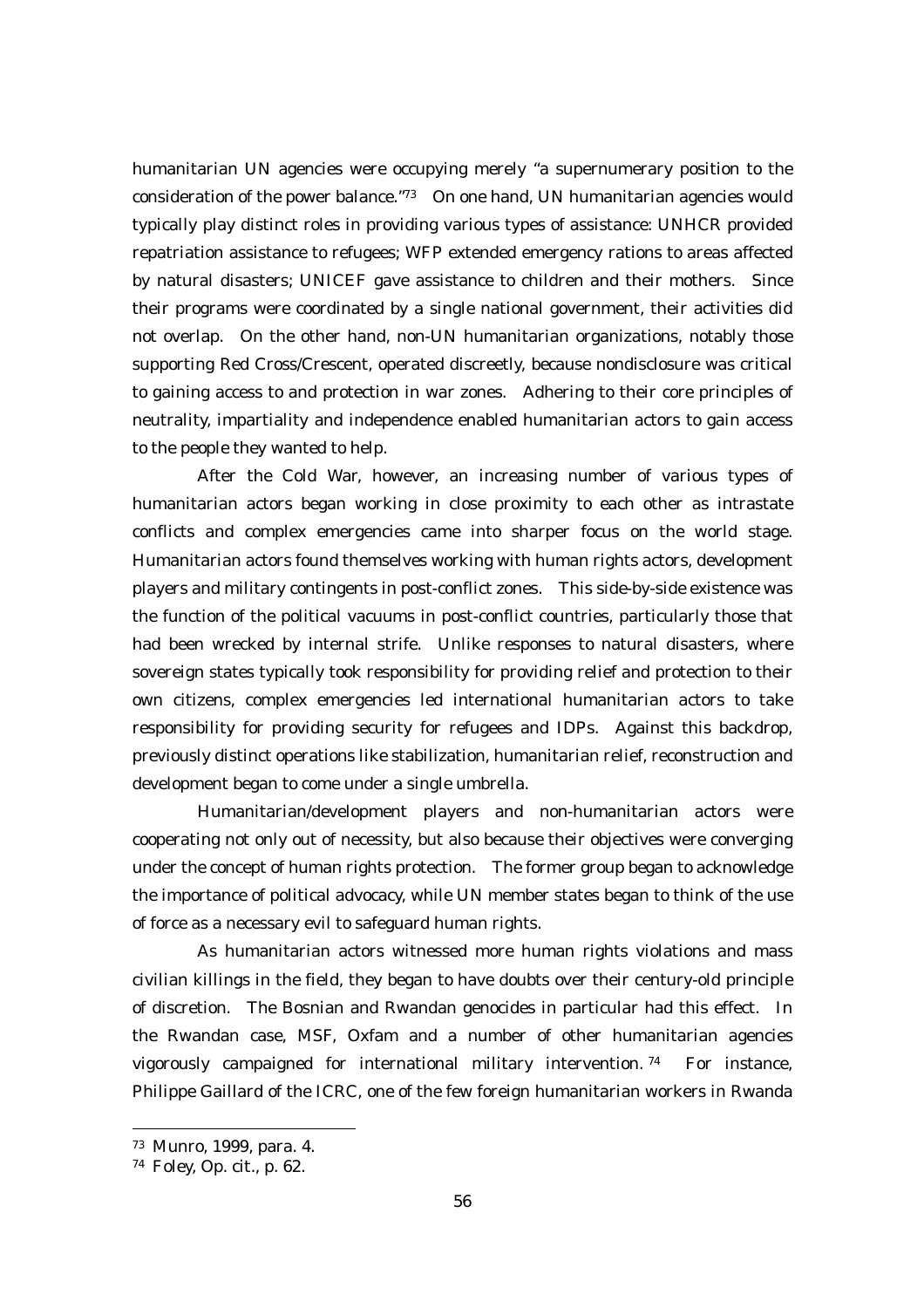humanitarian UN agencies were occupying merely "a supernumerary position to the consideration of the power balance."[73] On one hand, UN humanitarian agencies would typically play distinct roles in providing various types of assistance: UNHCR provided repatriation assistance to refugees; WFP extended emergency rations to areas affected by natural disasters; UNICEF gave assistance to children and their mothers. Since their programs were coordinated by a single national government, their activities did not overlap. On the other hand, non-UN humanitarian organizations, notably those supporting Red Cross/Crescent, operated discreetly, because nondisclosure was critical to gaining access to and protection in war zones. Adhering to their core principles of neutrality, impartiality and independence enabled humanitarian actors to gain access to the people they wanted to help.

After the Cold War, however, an increasing number of various types of humanitarian actors began working in close proximity to each other as intrastate conflicts and complex emergencies came into sharper focus on the world stage. Humanitarian actors found themselves working with human rights actors, development players and military contingents in post-conflict zones. This side-by-side existence was the function of the political vacuums in post-conflict countries, particularly those that had been wrecked by internal strife. Unlike responses to natural disasters, where sovereign states typically took responsibility for providing relief and protection to their own citizens, complex emergencies led international humanitarian actors to take responsibility for providing security for refugees and IDPs. Against this backdrop, previously distinct operations like stabilization, humanitarian relief, reconstruction and development began to come under a single umbrella.

Humanitarian/development players and non-humanitarian actors were cooperating not only out of necessity, but also because their objectives were converging under the concept of human rights protection. The former group began to acknowledge the importance of political advocacy, while UN member states began to think of the use of force as a necessary evil to safeguard human rights.

As humanitarian actors witnessed more human rights violations and mass civilian killings in the field, they began to have doubts over their century-old principle of discretion. The Bosnian and Rwandan genocides in particular had this effect. In the Rwandan case, MSF, Oxfam and a number of other humanitarian agencies vigorously campaigned for international military intervention.[74] For instance, Philippe Gaillard of the ICRC, one of the few foreign humanitarian workers in Rwanda

---

[73] Munro, 1999, para. 4.

[74] Foley, Op. cit., p. 62.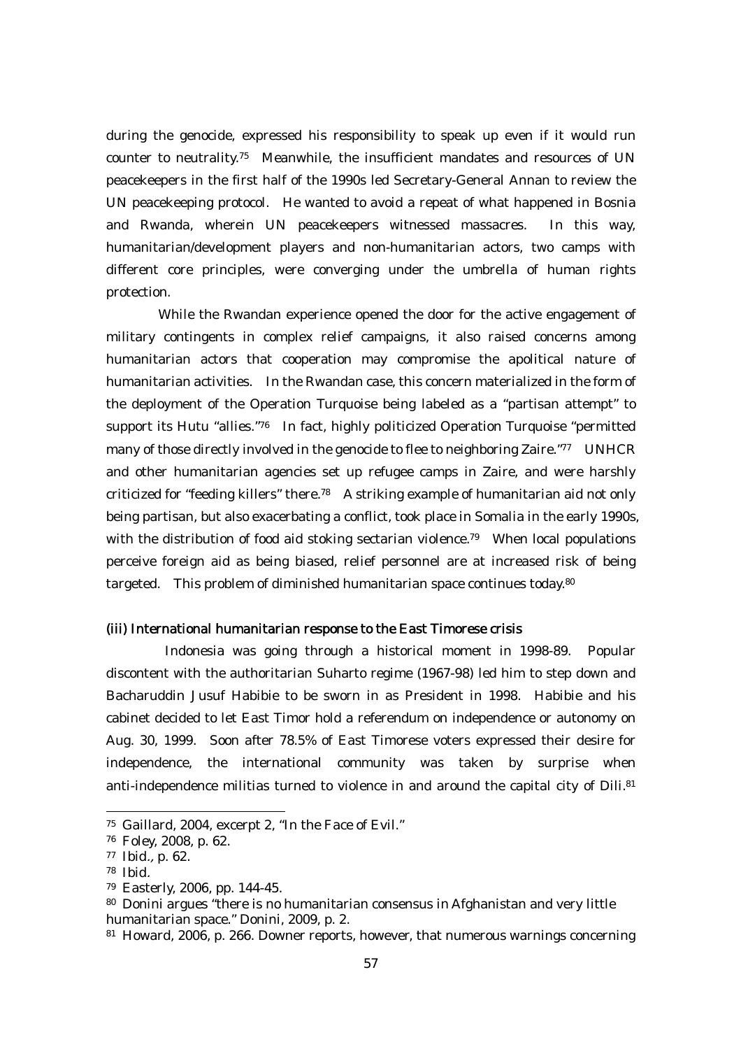during the genocide, expressed his responsibility to speak up even if it would run counter to neutrality.[75] Meanwhile, the insufficient mandates and resources of UN peacekeepers in the first half of the 1990s led Secretary-General Annan to review the UN peacekeeping protocol. He wanted to avoid a repeat of what happened in Bosnia and Rwanda, wherein UN peacekeepers witnessed massacres. In this way, humanitarian/development players and non-humanitarian actors, two camps with different core principles, were converging under the umbrella of human rights protection.

While the Rwandan experience opened the door for the active engagement of military contingents in complex relief campaigns, it also raised concerns among humanitarian actors that cooperation may compromise the apolitical nature of humanitarian activities. In the Rwandan case, this concern materialized in the form of the deployment of the Operation Turquoise being labeled as a "partisan attempt" to support its Hutu "allies."[76] In fact, highly politicized Operation Turquoise "permitted many of those directly involved in the genocide to flee to neighboring Zaire."[77] UNHCR and other humanitarian agencies set up refugee camps in Zaire, and were harshly criticized for "feeding killers" there.[78] A striking example of humanitarian aid not only being partisan, but also exacerbating a conflict, took place in Somalia in the early 1990s, with the distribution of food aid stoking sectarian violence.[79] When local populations perceive foreign aid as being biased, relief personnel are at increased risk of being targeted. This problem of diminished humanitarian space continues today.[80]

**(iii) International humanitarian response to the East Timorese crisis**

Indonesia was going through a historical moment in 1998-89. Popular discontent with the authoritarian Suharto regime (1967-98) led him to step down and Bacharuddin Jusuf Habibie to be sworn in as President in 1998. Habibie and his cabinet decided to let East Timor hold a referendum on independence or autonomy on Aug. 30, 1999. Soon after 78.5% of East Timorese voters expressed their desire for independence, the international community was taken by surprise when anti-independence militias turned to violence in and around the capital city of Dili.[81]

---

[75] Gaillard, 2004, excerpt 2, "In the Face of Evil."

[76] Foley, 2008, p. 62.

[77] *Ibid.*, p. 62.

[78] *Ibid.*

[79] Easterly, 2006, pp. 144-45.

[80] Donini argues "there is no humanitarian consensus in Afghanistan and very little humanitarian space." Donini, 2009, p. 2.

[81] Howard, 2006, p. 266. Downer reports, however, that numerous warnings concerning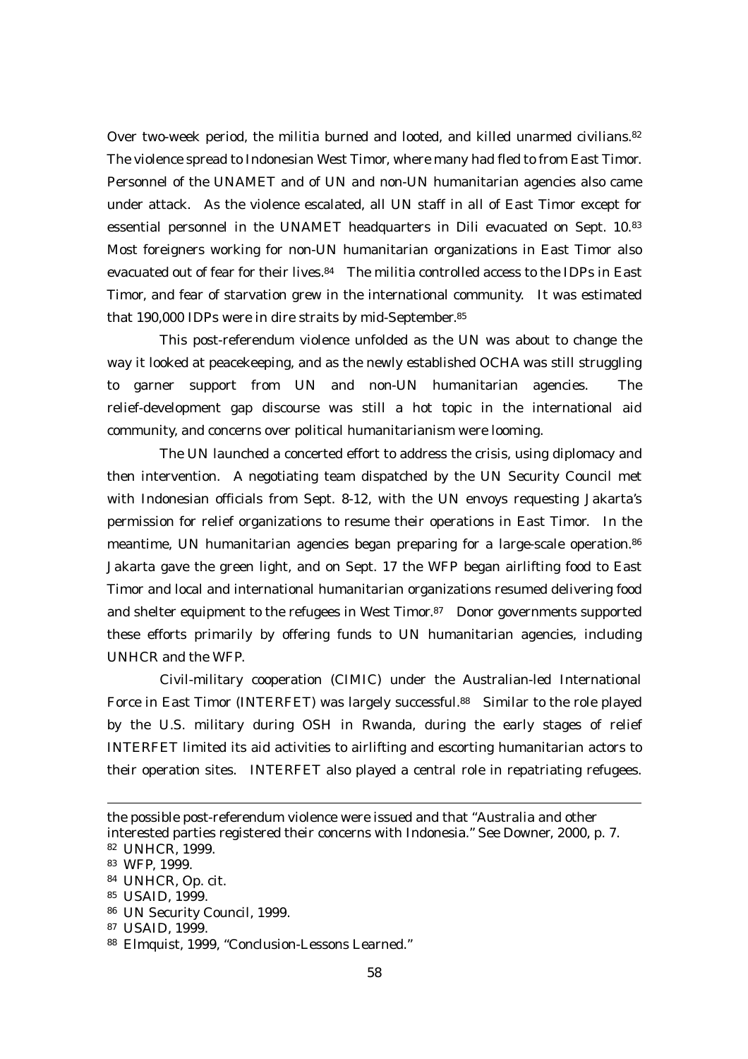Over two-week period, the militia burned and looted, and killed unarmed civilians.[82] The violence spread to Indonesian West Timor, where many had fled to from East Timor. Personnel of the UNAMET and of UN and non-UN humanitarian agencies also came under attack. As the violence escalated, all UN staff in all of East Timor except for essential personnel in the UNAMET headquarters in Dili evacuated on Sept. 10.[83] Most foreigners working for non-UN humanitarian organizations in East Timor also evacuated out of fear for their lives.[84] The militia controlled access to the IDPs in East Timor, and fear of starvation grew in the international community. It was estimated that 190,000 IDPs were in dire straits by mid-September.[85]

This post-referendum violence unfolded as the UN was about to change the way it looked at peacekeeping, and as the newly established OCHA was still struggling to garner support from UN and non-UN humanitarian agencies. The relief-development gap discourse was still a hot topic in the international aid community, and concerns over political humanitarianism were looming.

The UN launched a concerted effort to address the crisis, using diplomacy and then intervention. A negotiating team dispatched by the UN Security Council met with Indonesian officials from Sept. 8-12, with the UN envoys requesting Jakarta's permission for relief organizations to resume their operations in East Timor. In the meantime, UN humanitarian agencies began preparing for a large-scale operation.[86] Jakarta gave the green light, and on Sept. 17 the WFP began airlifting food to East Timor and local and international humanitarian organizations resumed delivering food and shelter equipment to the refugees in West Timor.[87] Donor governments supported these efforts primarily by offering funds to UN humanitarian agencies, including UNHCR and the WFP.

Civil-military cooperation (CIMIC) under the Australian-led International Force in East Timor (INTERFET) was largely successful.[88] Similar to the role played by the U.S. military during OSH in Rwanda, during the early stages of relief INTERFET limited its aid activities to airlifting and escorting humanitarian actors to their operation sites. INTERFET also played a central role in repatriating refugees.

---

the possible post-referendum violence were issued and that "Australia and other interested parties registered their concerns with Indonesia." See Downer, 2000, p. 7.

[82] UNHCR, 1999.

[83] WFP, 1999.

[84] UNHCR, Op. cit.

[85] USAID, 1999.

[86] UN Security Council, 1999.

[87] USAID, 1999.

[88] Elmquist, 1999, "Conclusion-Lessons Learned."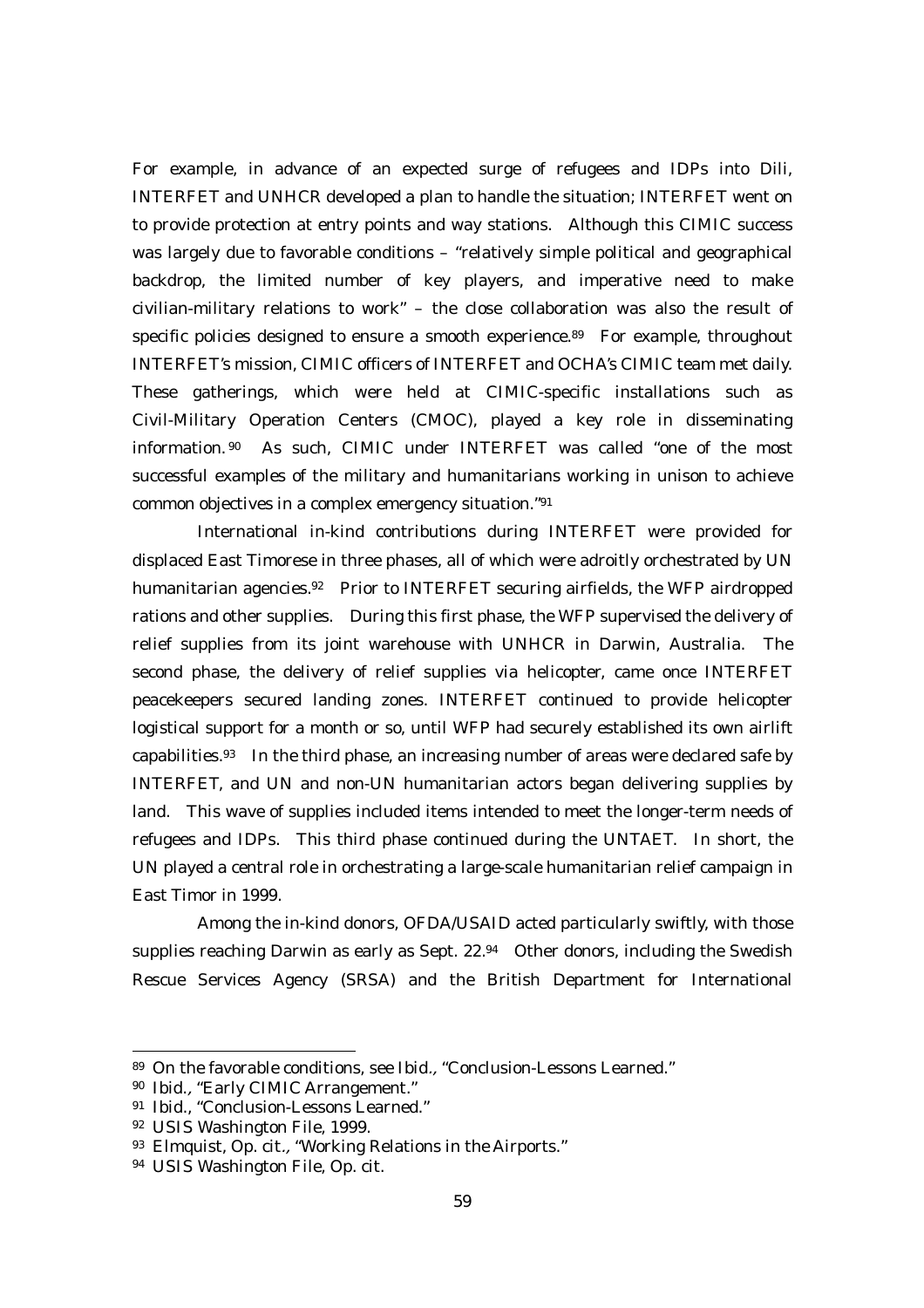For example, in advance of an expected surge of refugees and IDPs into Dili, INTERFET and UNHCR developed a plan to handle the situation; INTERFET went on to provide protection at entry points and way stations. Although this CIMIC success was largely due to favorable conditions – "relatively simple political and geographical backdrop, the limited number of key players, and imperative need to make civilian-military relations to work" – the close collaboration was also the result of specific policies designed to ensure a smooth experience.[89] For example, throughout INTERFET's mission, CIMIC officers of INTERFET and OCHA's CIMIC team met daily. These gatherings, which were held at CIMIC-specific installations such as Civil-Military Operation Centers (CMOC), played a key role in disseminating information.[90] As such, CIMIC under INTERFET was called "one of the most successful examples of the military and humanitarians working in unison to achieve common objectives in a complex emergency situation."[91]

International in-kind contributions during INTERFET were provided for displaced East Timorese in three phases, all of which were adroitly orchestrated by UN humanitarian agencies.[92] Prior to INTERFET securing airfields, the WFP airdropped rations and other supplies. During this first phase, the WFP supervised the delivery of relief supplies from its joint warehouse with UNHCR in Darwin, Australia. The second phase, the delivery of relief supplies via helicopter, came once INTERFET peacekeepers secured landing zones. INTERFET continued to provide helicopter logistical support for a month or so, until WFP had securely established its own airlift capabilities.[93] In the third phase, an increasing number of areas were declared safe by INTERFET, and UN and non-UN humanitarian actors began delivering supplies by land. This wave of supplies included items intended to meet the longer-term needs of refugees and IDPs. This third phase continued during the UNTAET. In short, the UN played a central role in orchestrating a large-scale humanitarian relief campaign in East Timor in 1999.

Among the in-kind donors, OFDA/USAID acted particularly swiftly, with those supplies reaching Darwin as early as Sept. 22.[94] Other donors, including the Swedish Rescue Services Agency (SRSA) and the British Department for International

---

[89] On the favorable conditions, see Ibid., "Conclusion-Lessons Learned."

[90] Ibid., "Early CIMIC Arrangement."

[91] Ibid., "Conclusion-Lessons Learned."

[92] USIS Washington File, 1999.

[93] Elmquist, Op. cit., "Working Relations in the Airports."

[94] USIS Washington File, Op. cit.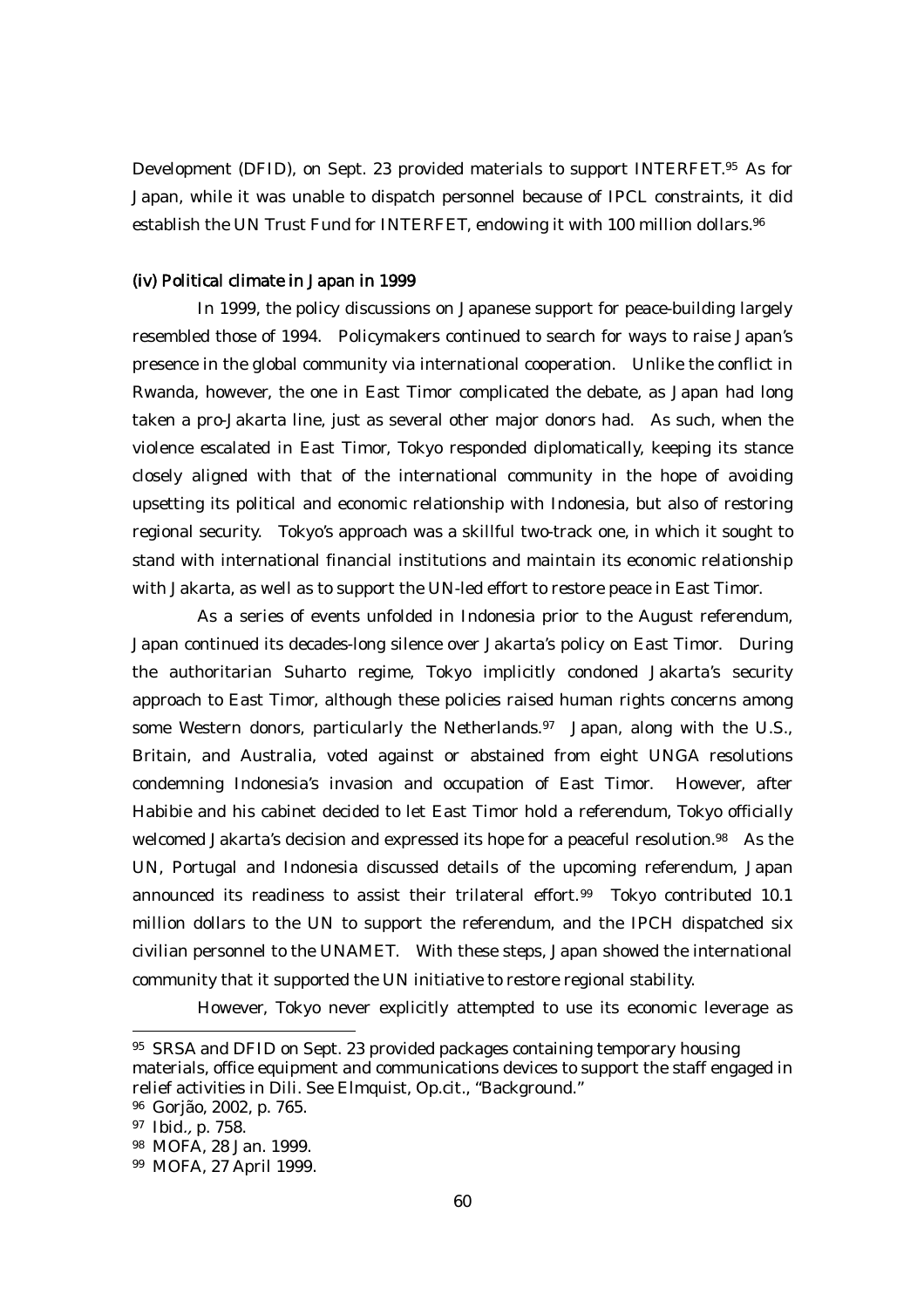Development (DFID), on Sept. 23 provided materials to support INTERFET.[95] As for Japan, while it was unable to dispatch personnel because of IPCL constraints, it did establish the UN Trust Fund for INTERFET, endowing it with 100 million dollars.[96]

**(iv) Political climate in Japan in 1999**

In 1999, the policy discussions on Japanese support for peace-building largely resembled those of 1994. Policymakers continued to search for ways to raise Japan's presence in the global community via international cooperation. Unlike the conflict in Rwanda, however, the one in East Timor complicated the debate, as Japan had long taken a pro-Jakarta line, just as several other major donors had. As such, when the violence escalated in East Timor, Tokyo responded diplomatically, keeping its stance closely aligned with that of the international community in the hope of avoiding upsetting its political and economic relationship with Indonesia, but also of restoring regional security. Tokyo's approach was a skillful two-track one, in which it sought to stand with international financial institutions and maintain its economic relationship with Jakarta, as well as to support the UN-led effort to restore peace in East Timor.

As a series of events unfolded in Indonesia prior to the August referendum, Japan continued its decades-long silence over Jakarta's policy on East Timor. During the authoritarian Suharto regime, Tokyo implicitly condoned Jakarta's security approach to East Timor, although these policies raised human rights concerns among some Western donors, particularly the Netherlands.[97] Japan, along with the U.S., Britain, and Australia, voted against or abstained from eight UNGA resolutions condemning Indonesia's invasion and occupation of East Timor. However, after Habibie and his cabinet decided to let East Timor hold a referendum, Tokyo officially welcomed Jakarta's decision and expressed its hope for a peaceful resolution.[98] As the UN, Portugal and Indonesia discussed details of the upcoming referendum, Japan announced its readiness to assist their trilateral effort.[99] Tokyo contributed 10.1 million dollars to the UN to support the referendum, and the IPCH dispatched six civilian personnel to the UNAMET. With these steps, Japan showed the international community that it supported the UN initiative to restore regional stability.

However, Tokyo never explicitly attempted to use its economic leverage as

---

[95] SRSA and DFID on Sept. 23 provided packages containing temporary housing materials, office equipment and communications devices to support the staff engaged in relief activities in Dili. See Elmquist, Op.cit., "Background."

[96] Gorjão, 2002, p. 765.

[97] *Ibid.*, p. 758.

[98] MOFA, 28 Jan. 1999.

[99] MOFA, 27 April 1999.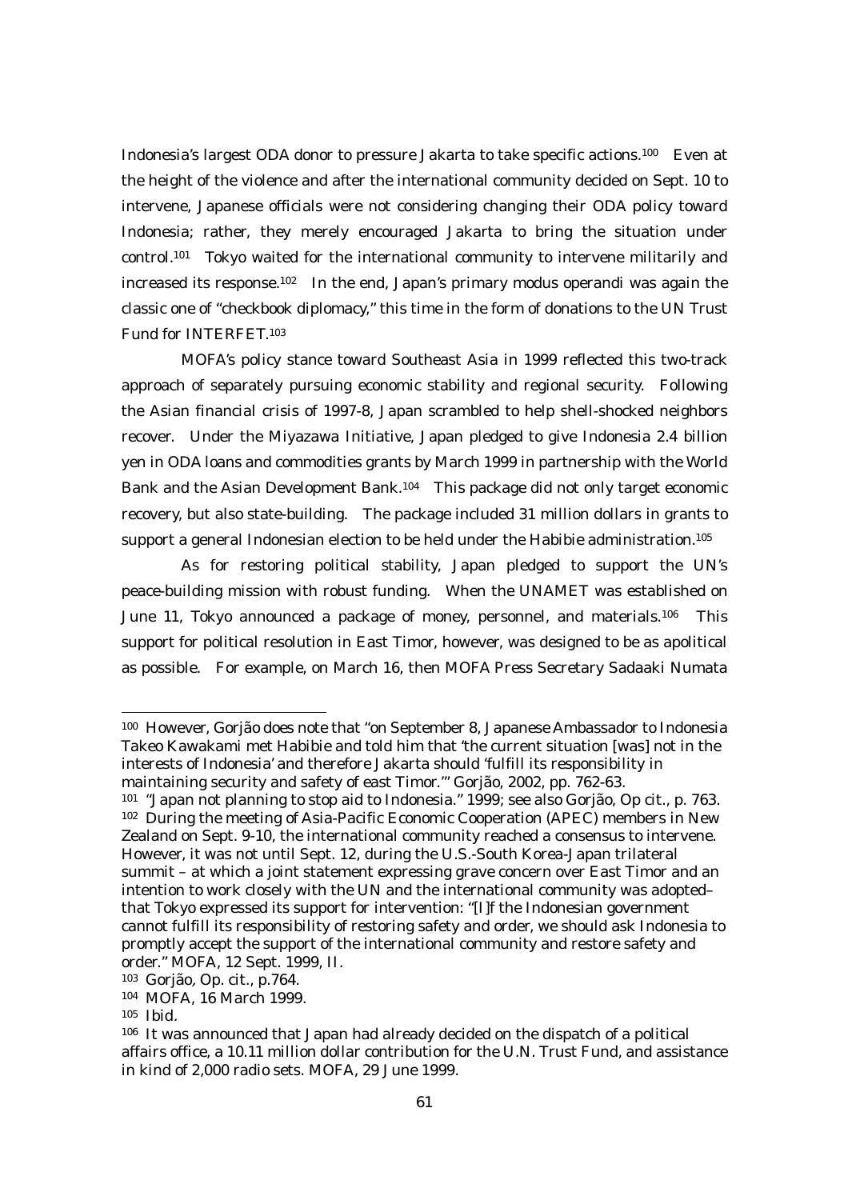Indonesia's largest ODA donor to pressure Jakarta to take specific actions.[100] Even at the height of the violence and after the international community decided on Sept. 10 to intervene, Japanese officials were not considering changing their ODA policy toward Indonesia; rather, they merely encouraged Jakarta to bring the situation under control.[101] Tokyo waited for the international community to intervene militarily and increased its response.[102] In the end, Japan's primary modus operandi was again the classic one of "checkbook diplomacy," this time in the form of donations to the UN Trust Fund for INTERFET.[103]

MOFA's policy stance toward Southeast Asia in 1999 reflected this two-track approach of separately pursuing economic stability and regional security. Following the Asian financial crisis of 1997-8, Japan scrambled to help shell-shocked neighbors recover. Under the Miyazawa Initiative, Japan pledged to give Indonesia 2.4 billion yen in ODA loans and commodities grants by March 1999 in partnership with the World Bank and the Asian Development Bank.[104] This package did not only target economic recovery, but also state-building. The package included 31 million dollars in grants to support a general Indonesian election to be held under the Habibie administration.[105]

As for restoring political stability, Japan pledged to support the UN's peace-building mission with robust funding. When the UNAMET was established on June 11, Tokyo announced a package of money, personnel, and materials.[106] This support for political resolution in East Timor, however, was designed to be as apolitical as possible. For example, on March 16, then MOFA Press Secretary Sadaaki Numata

---

[100] However, Gorjão does note that "on September 8, Japanese Ambassador to Indonesia Takeo Kawakami met Habibie and told him that 'the current situation [was] not in the interests of Indonesia' and therefore Jakarta should 'fulfill its responsibility in maintaining security and safety of east Timor.'" Gorjão, 2002, pp. 762-63.

[101] "Japan not planning to stop aid to Indonesia." 1999; see also Gorjão, Op cit., p. 763.

[102] During the meeting of Asia-Pacific Economic Cooperation (APEC) members in New Zealand on Sept. 9-10, the international community reached a consensus to intervene. However, it was not until Sept. 12, during the U.S.-South Korea-Japan trilateral summit – at which a joint statement expressing grave concern over East Timor and an intention to work closely with the UN and the international community was adopted– that Tokyo expressed its support for intervention: "[I]f the Indonesian government cannot fulfill its responsibility of restoring safety and order, we should ask Indonesia to promptly accept the support of the international community and restore safety and order." MOFA, 12 Sept. 1999, II.

[103] Gorjão, Op. cit., p.764.

[104] MOFA, 16 March 1999.

[105] Ibid.

[106] It was announced that Japan had already decided on the dispatch of a political affairs office, a 10.11 million dollar contribution for the U.N. Trust Fund, and assistance in kind of 2,000 radio sets. MOFA, 29 June 1999.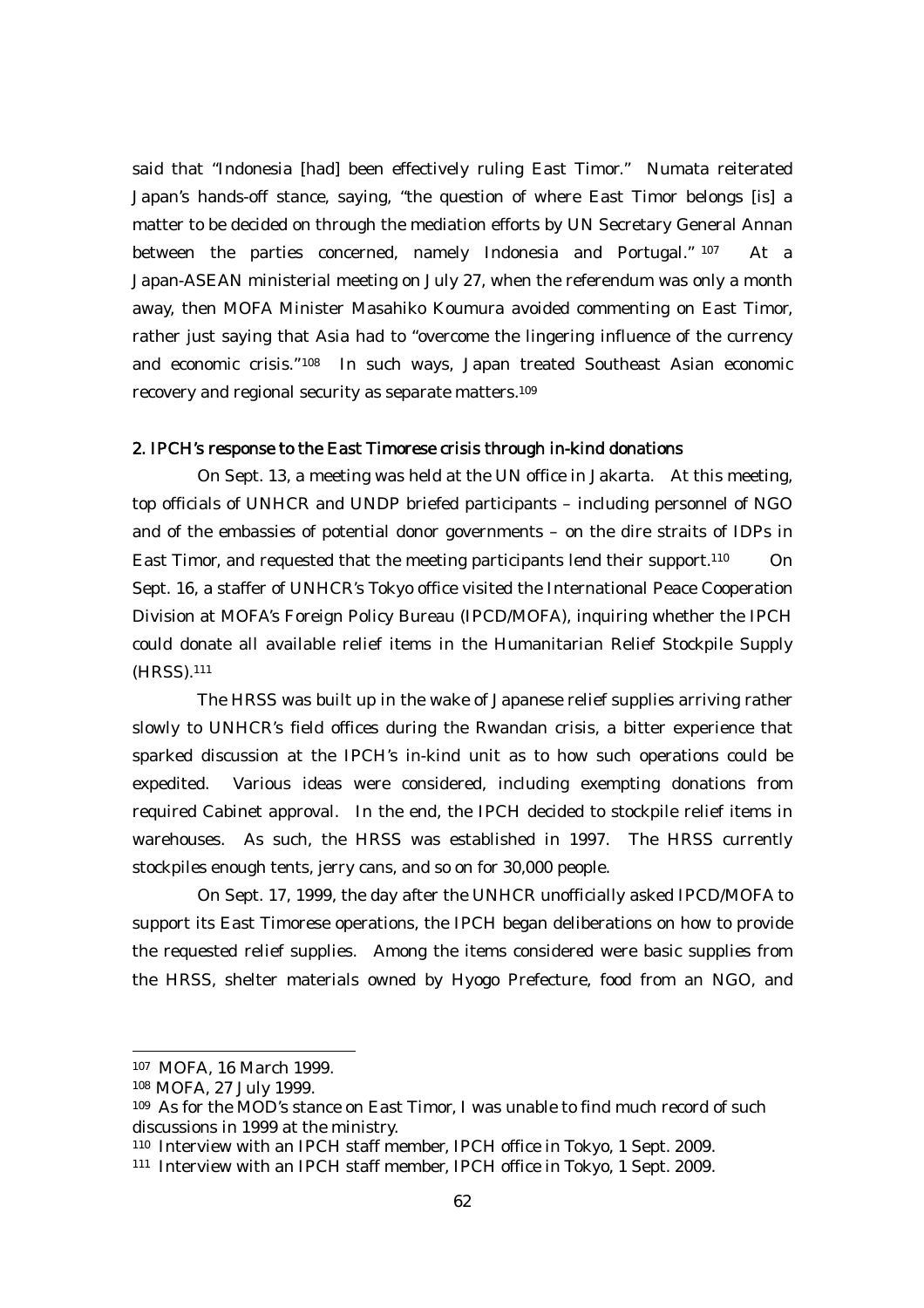said that "Indonesia [had] been effectively ruling East Timor." Numata reiterated Japan's hands-off stance, saying, "the question of where East Timor belongs [is] a matter to be decided on through the mediation efforts by UN Secretary General Annan between the parties concerned, namely Indonesia and Portugal."[107] At a Japan-ASEAN ministerial meeting on July 27, when the referendum was only a month away, then MOFA Minister Masahiko Koumura avoided commenting on East Timor, rather just saying that Asia had to "overcome the lingering influence of the currency and economic crisis."[108] In such ways, Japan treated Southeast Asian economic recovery and regional security as separate matters.[109]

### 2. IPCH's response to the East Timorese crisis through in-kind donations

On Sept. 13, a meeting was held at the UN office in Jakarta. At this meeting, top officials of UNHCR and UNDP briefed participants – including personnel of NGO and of the embassies of potential donor governments – on the dire straits of IDPs in East Timor, and requested that the meeting participants lend their support.[110] On Sept. 16, a staffer of UNHCR's Tokyo office visited the International Peace Cooperation Division at MOFA's Foreign Policy Bureau (IPCD/MOFA), inquiring whether the IPCH could donate all available relief items in the Humanitarian Relief Stockpile Supply (HRSS).[111]

The HRSS was built up in the wake of Japanese relief supplies arriving rather slowly to UNHCR's field offices during the Rwandan crisis, a bitter experience that sparked discussion at the IPCH's in-kind unit as to how such operations could be expedited. Various ideas were considered, including exempting donations from required Cabinet approval. In the end, the IPCH decided to stockpile relief items in warehouses. As such, the HRSS was established in 1997. The HRSS currently stockpiles enough tents, jerry cans, and so on for 30,000 people.

On Sept. 17, 1999, the day after the UNHCR unofficially asked IPCD/MOFA to support its East Timorese operations, the IPCH began deliberations on how to provide the requested relief supplies. Among the items considered were basic supplies from the HRSS, shelter materials owned by Hyogo Prefecture, food from an NGO, and

---

[107] MOFA, 16 March 1999.

[108] MOFA, 27 July 1999.

[109] As for the MOD's stance on East Timor, I was unable to find much record of such discussions in 1999 at the ministry.

[110] Interview with an IPCH staff member, IPCH office in Tokyo, 1 Sept. 2009.

[111] Interview with an IPCH staff member, IPCH office in Tokyo, 1 Sept. 2009.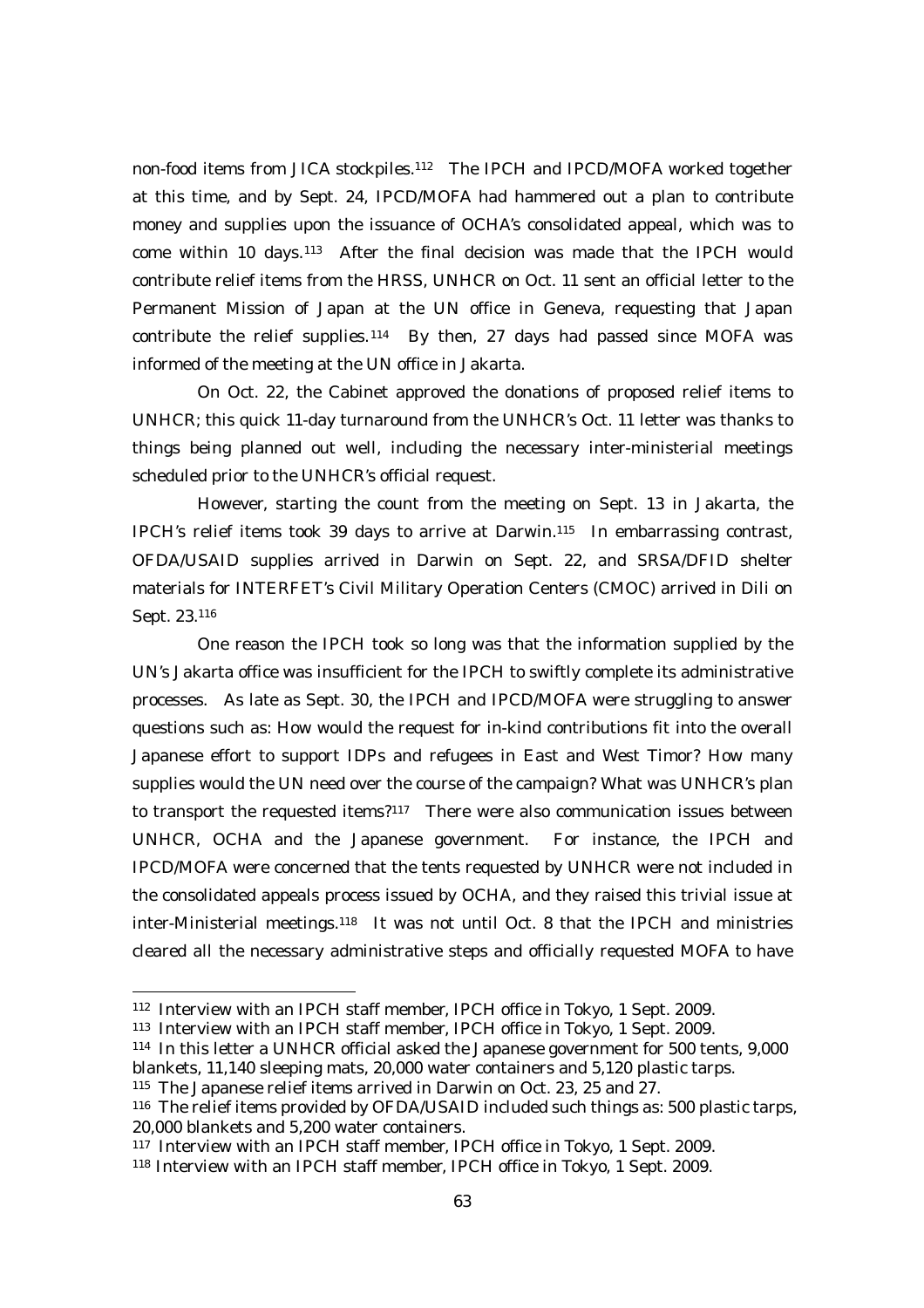non-food items from JICA stockpiles.[112] The IPCH and IPCD/MOFA worked together at this time, and by Sept. 24, IPCD/MOFA had hammered out a plan to contribute money and supplies upon the issuance of OCHA's consolidated appeal, which was to come within 10 days.[113] After the final decision was made that the IPCH would contribute relief items from the HRSS, UNHCR on Oct. 11 sent an official letter to the Permanent Mission of Japan at the UN office in Geneva, requesting that Japan contribute the relief supplies.[114] By then, 27 days had passed since MOFA was informed of the meeting at the UN office in Jakarta.

On Oct. 22, the Cabinet approved the donations of proposed relief items to UNHCR; this quick 11-day turnaround from the UNHCR's Oct. 11 letter was thanks to things being planned out well, including the necessary inter-ministerial meetings scheduled prior to the UNHCR's official request.

However, starting the count from the meeting on Sept. 13 in Jakarta, the IPCH's relief items took 39 days to arrive at Darwin.[115] In embarrassing contrast, OFDA/USAID supplies arrived in Darwin on Sept. 22, and SRSA/DFID shelter materials for INTERFET's Civil Military Operation Centers (CMOC) arrived in Dili on Sept. 23.[116]

One reason the IPCH took so long was that the information supplied by the UN's Jakarta office was insufficient for the IPCH to swiftly complete its administrative processes. As late as Sept. 30, the IPCH and IPCD/MOFA were struggling to answer questions such as: How would the request for in-kind contributions fit into the overall Japanese effort to support IDPs and refugees in East and West Timor? How many supplies would the UN need over the course of the campaign? What was UNHCR's plan to transport the requested items?[117] There were also communication issues between UNHCR, OCHA and the Japanese government. For instance, the IPCH and IPCD/MOFA were concerned that the tents requested by UNHCR were not included in the consolidated appeals process issued by OCHA, and they raised this trivial issue at inter-Ministerial meetings.[118] It was not until Oct. 8 that the IPCH and ministries cleared all the necessary administrative steps and officially requested MOFA to have

---

[112] Interview with an IPCH staff member, IPCH office in Tokyo, 1 Sept. 2009.

[113] Interview with an IPCH staff member, IPCH office in Tokyo, 1 Sept. 2009.

[114] In this letter a UNHCR official asked the Japanese government for 500 tents, 9,000 blankets, 11,140 sleeping mats, 20,000 water containers and 5,120 plastic tarps.

[115] The Japanese relief items arrived in Darwin on Oct. 23, 25 and 27.

[116] The relief items provided by OFDA/USAID included such things as: 500 plastic tarps, 20,000 blankets and 5,200 water containers.

[117] Interview with an IPCH staff member, IPCH office in Tokyo, 1 Sept. 2009.

[118] Interview with an IPCH staff member, IPCH office in Tokyo, 1 Sept. 2009.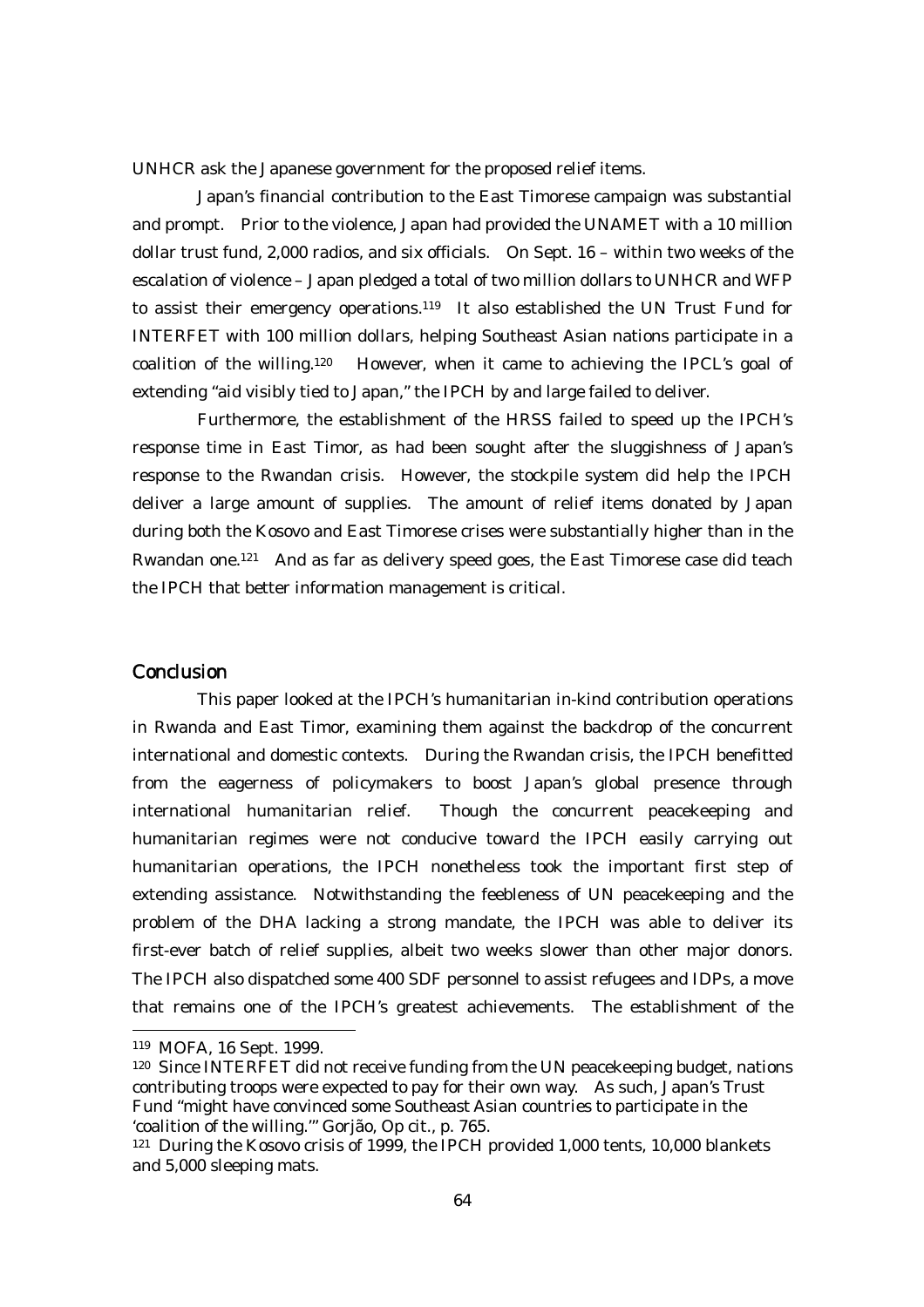UNHCR ask the Japanese government for the proposed relief items.

Japan's financial contribution to the East Timorese campaign was substantial and prompt. Prior to the violence, Japan had provided the UNAMET with a 10 million dollar trust fund, 2,000 radios, and six officials. On Sept. 16 – within two weeks of the escalation of violence – Japan pledged a total of two million dollars to UNHCR and WFP to assist their emergency operations.[119] It also established the UN Trust Fund for INTERFET with 100 million dollars, helping Southeast Asian nations participate in a coalition of the willing.[120] However, when it came to achieving the IPCL's goal of extending "aid visibly tied to Japan," the IPCH by and large failed to deliver.

Furthermore, the establishment of the HRSS failed to speed up the IPCH's response time in East Timor, as had been sought after the sluggishness of Japan's response to the Rwandan crisis. However, the stockpile system did help the IPCH deliver a large amount of supplies. The amount of relief items donated by Japan during both the Kosovo and East Timorese crises were substantially higher than in the Rwandan one.[121] And as far as delivery speed goes, the East Timorese case did teach the IPCH that better information management is critical.

## Conclusion

This paper looked at the IPCH's humanitarian in-kind contribution operations in Rwanda and East Timor, examining them against the backdrop of the concurrent international and domestic contexts. During the Rwandan crisis, the IPCH benefitted from the eagerness of policymakers to boost Japan's global presence through international humanitarian relief. Though the concurrent peacekeeping and humanitarian regimes were not conducive toward the IPCH easily carrying out humanitarian operations, the IPCH nonetheless took the important first step of extending assistance. Notwithstanding the feebleness of UN peacekeeping and the problem of the DHA lacking a strong mandate, the IPCH was able to deliver its first-ever batch of relief supplies, albeit two weeks slower than other major donors. The IPCH also dispatched some 400 SDF personnel to assist refugees and IDPs, a move that remains one of the IPCH's greatest achievements. The establishment of the

---

[119] MOFA, 16 Sept. 1999.

[120] Since INTERFET did not receive funding from the UN peacekeeping budget, nations contributing troops were expected to pay for their own way. As such, Japan's Trust Fund "might have convinced some Southeast Asian countries to participate in the 'coalition of the willing.'" Gorjão, Op cit., p. 765.

[121] During the Kosovo crisis of 1999, the IPCH provided 1,000 tents, 10,000 blankets and 5,000 sleeping mats.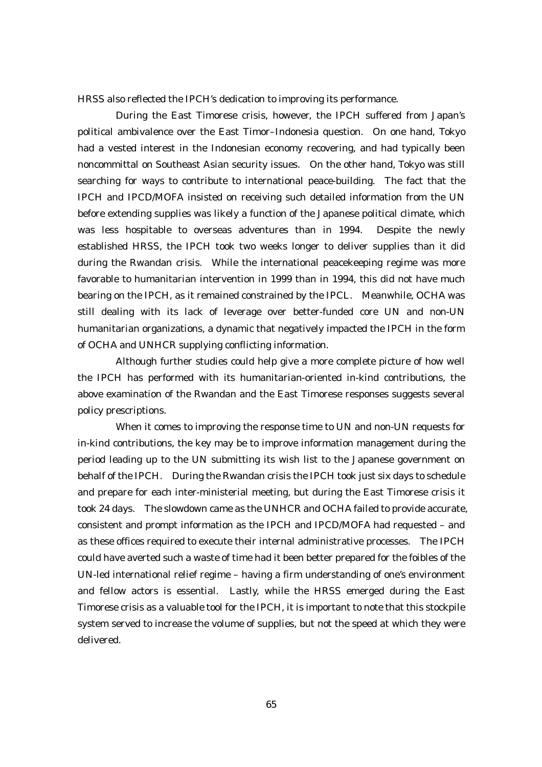HRSS also reflected the IPCH's dedication to improving its performance.

During the East Timorese crisis, however, the IPCH suffered from Japan's political ambivalence over the East Timor–Indonesia question. On one hand, Tokyo had a vested interest in the Indonesian economy recovering, and had typically been noncommittal on Southeast Asian security issues. On the other hand, Tokyo was still searching for ways to contribute to international peace-building. The fact that the IPCH and IPCD/MOFA insisted on receiving such detailed information from the UN before extending supplies was likely a function of the Japanese political climate, which was less hospitable to overseas adventures than in 1994. Despite the newly established HRSS, the IPCH took two weeks longer to deliver supplies than it did during the Rwandan crisis. While the international peacekeeping regime was more favorable to humanitarian intervention in 1999 than in 1994, this did not have much bearing on the IPCH, as it remained constrained by the IPCL. Meanwhile, OCHA was still dealing with its lack of leverage over better-funded core UN and non-UN humanitarian organizations, a dynamic that negatively impacted the IPCH in the form of OCHA and UNHCR supplying conflicting information.

Although further studies could help give a more complete picture of how well the IPCH has performed with its humanitarian-oriented in-kind contributions, the above examination of the Rwandan and the East Timorese responses suggests several policy prescriptions.

When it comes to improving the response time to UN and non-UN requests for in-kind contributions, the key may be to improve information management during the period leading up to the UN submitting its wish list to the Japanese government on behalf of the IPCH. During the Rwandan crisis the IPCH took just six days to schedule and prepare for each inter-ministerial meeting, but during the East Timorese crisis it took 24 days. The slowdown came as the UNHCR and OCHA failed to provide accurate, consistent and prompt information as the IPCH and IPCD/MOFA had requested – and as these offices required to execute their internal administrative processes. The IPCH could have averted such a waste of time had it been better prepared for the foibles of the UN-led international relief regime – having a firm understanding of one's environment and fellow actors is essential. Lastly, while the HRSS emerged during the East Timorese crisis as a valuable tool for the IPCH, it is important to note that this stockpile system served to increase the volume of supplies, but not the speed at which they were delivered.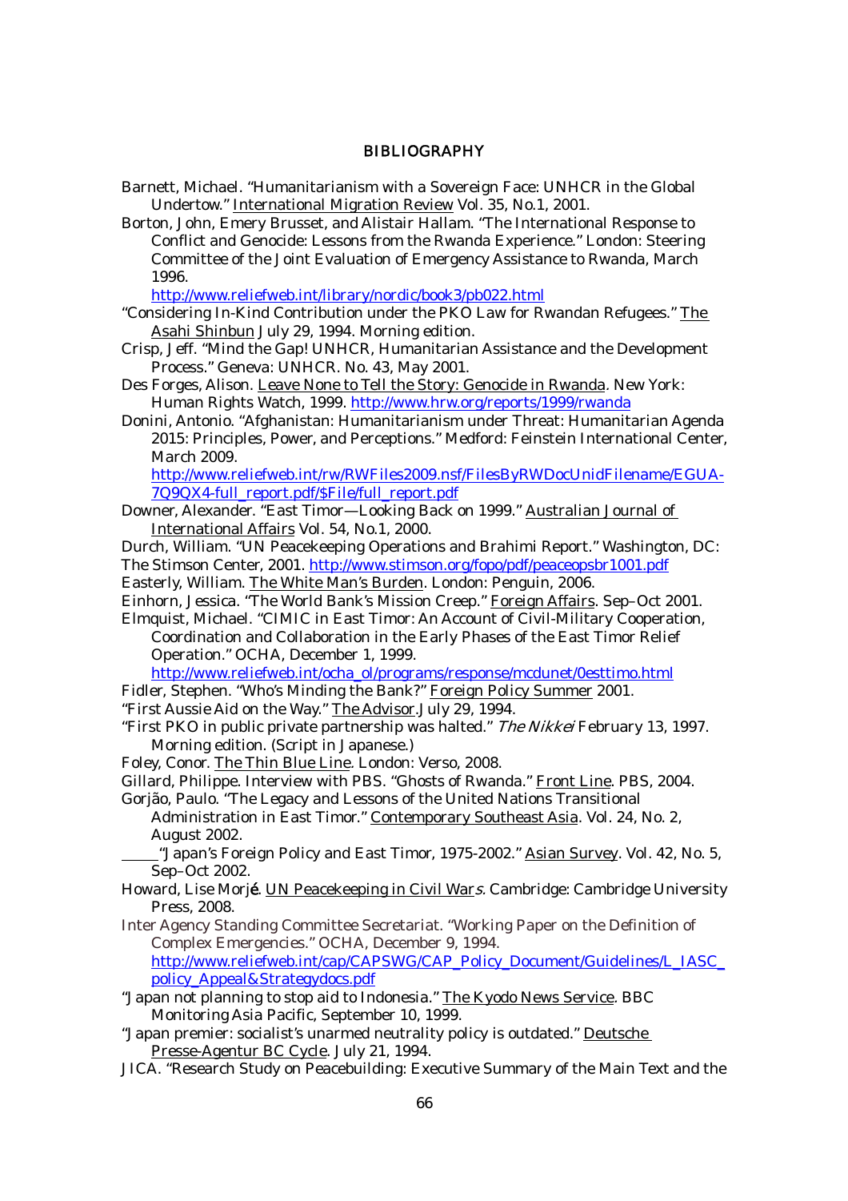## BIBLIOGRAPHY

Barnett, Michael. "Humanitarianism with a Sovereign Face: UNHCR in the Global Undertow." International Migration Review Vol. 35, No.1, 2001.

Borton, John, Emery Brusset, and Alistair Hallam. "The International Response to Conflict and Genocide: Lessons from the Rwanda Experience." London: Steering Committee of the Joint Evaluation of Emergency Assistance to Rwanda, March 1996. http://www.reliefweb.int/library/nordic/book3/pb022.html

"Considering In-Kind Contribution under the PKO Law for Rwandan Refugees." The Asahi Shinbun July 29, 1994. Morning edition.

Crisp, Jeff. "Mind the Gap! UNHCR, Humanitarian Assistance and the Development Process." Geneva: UNHCR. No. 43, May 2001.

Des Forges, Alison. Leave None to Tell the Story: Genocide in Rwanda. New York: Human Rights Watch, 1999. http://www.hrw.org/reports/1999/rwanda

Donini, Antonio. "Afghanistan: Humanitarianism under Threat: Humanitarian Agenda 2015: Principles, Power, and Perceptions." Medford: Feinstein International Center, March 2009. http://www.reliefweb.int/rw/RWFiles2009.nsf/FilesByRWDocUnidFilename/EGUA-7Q9QX4-full_report.pdf/$File/full_report.pdf

Downer, Alexander. "East Timor—Looking Back on 1999." Australian Journal of International Affairs Vol. 54, No.1, 2000.

Durch, William. "UN Peacekeeping Operations and Brahimi Report." Washington, DC: The Stimson Center, 2001. http://www.stimson.org/fopo/pdf/peaceopsbr1001.pdf

Easterly, William. The White Man's Burden. London: Penguin, 2006.

Einhorn, Jessica. "The World Bank's Mission Creep." Foreign Affairs. Sep–Oct 2001.

Elmquist, Michael. "CIMIC in East Timor: An Account of Civil-Military Cooperation, Coordination and Collaboration in the Early Phases of the East Timor Relief Operation." OCHA, December 1, 1999. http://www.reliefweb.int/ocha_ol/programs/response/mcdunet/0esttimo.html

Fidler, Stephen. "Who's Minding the Bank?" Foreign Policy Summer 2001.

"First Aussie Aid on the Way." The Advisor.July 29, 1994.

"First PKO in public private partnership was halted." *The Nikkei* February 13, 1997. Morning edition. (Script in Japanese.)

Foley, Conor. The Thin Blue Line. London: Verso, 2008.

Gillard, Philippe. Interview with PBS. "Ghosts of Rwanda." Front Line. PBS, 2004.

Gorjão, Paulo. "The Legacy and Lessons of the United Nations Transitional Administration in East Timor." Contemporary Southeast Asia. Vol. 24, No. 2, August 2002.

\_\_\_\_\_"Japan's Foreign Policy and East Timor, 1975-2002." Asian Survey. Vol. 42, No. 5, Sep–Oct 2002.

Howard, Lise Morjé. UN Peacekeeping in Civil Wars. Cambridge: Cambridge University Press, 2008.

Inter Agency Standing Committee Secretariat. "Working Paper on the Definition of Complex Emergencies." OCHA, December 9, 1994. http://www.reliefweb.int/cap/CAPSWG/CAP_Policy_Document/Guidelines/L_IASC_policy_Appeal&Strategydocs.pdf

"Japan not planning to stop aid to Indonesia." The Kyodo News Service. BBC Monitoring Asia Pacific, September 10, 1999.

"Japan premier: socialist's unarmed neutrality policy is outdated." Deutsche Presse-Agentur BC Cycle. July 21, 1994.

JICA. "Research Study on Peacebuilding: Executive Summary of the Main Text and the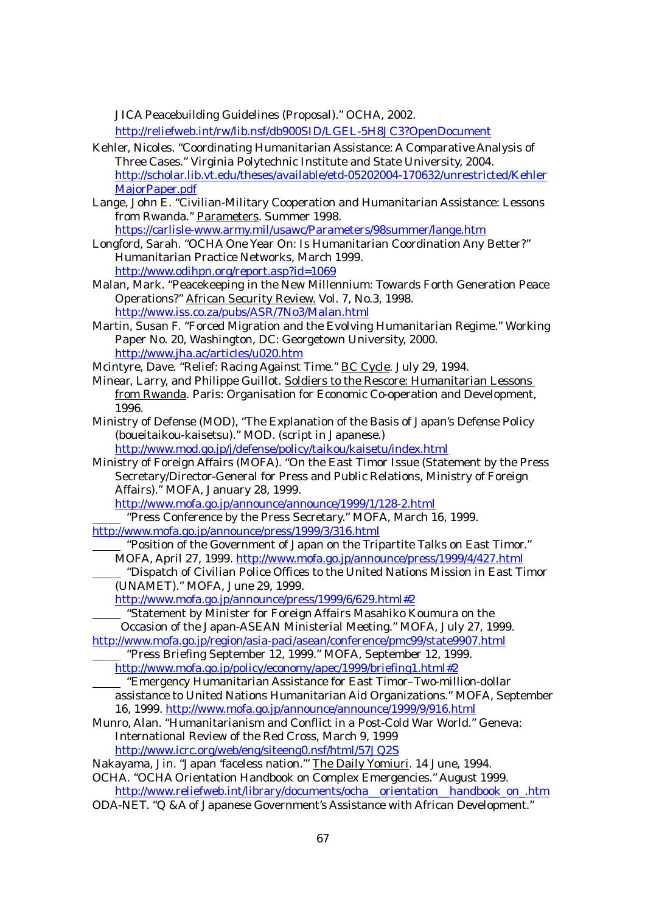JICA Peacebuilding Guidelines (Proposal)." OCHA, 2002. http://reliefweb.int/rw/lib.nsf/db900SID/LGEL-5H8JC3?OpenDocument

Kehler, Nicoles. "Coordinating Humanitarian Assistance: A Comparative Analysis of Three Cases." Virginia Polytechnic Institute and State University, 2004. http://scholar.lib.vt.edu/theses/available/etd-05202004-170632/unrestricted/KehlerMajorPaper.pdf

Lange, John E. "Civilian-Military Cooperation and Humanitarian Assistance: Lessons from Rwanda." Parameters. Summer 1998. https://carlisle-www.army.mil/usawc/Parameters/98summer/lange.htm

Longford, Sarah. "OCHA One Year On: Is Humanitarian Coordination Any Better?" Humanitarian Practice Networks, March 1999. http://www.odihpn.org/report.asp?id=1069

Malan, Mark. "Peacekeeping in the New Millennium: Towards Forth Generation Peace Operations?" African Security Review. Vol. 7, No.3, 1998. http://www.iss.co.za/pubs/ASR/7No3/Malan.html

Martin, Susan F. "Forced Migration and the Evolving Humanitarian Regime." Working Paper No. 20, Washington, DC: Georgetown University, 2000. http://www.jha.ac/articles/u020.htm

Mcintyre, Dave. "Relief: Racing Against Time." BC Cycle. July 29, 1994.

Minear, Larry, and Philippe Guillot. Soldiers to the Rescore: Humanitarian Lessons from Rwanda. Paris: Organisation for Economic Co-operation and Development, 1996.

Ministry of Defense (MOD), "The Explanation of the Basis of Japan's Defense Policy (boueitaikou-kaisetsu)." MOD. (script in Japanese.) http://www.mod.go.jp/j/defense/policy/taikou/kaisetu/index.html

Ministry of Foreign Affairs (MOFA). "On the East Timor Issue (Statement by the Press Secretary/Director-General for Press and Public Relations, Ministry of Foreign Affairs)." MOFA, January 28, 1999. http://www.mofa.go.jp/announce/announce/1999/1/128-2.html

\_\_\_\_\_ "Press Conference by the Press Secretary." MOFA, March 16, 1999. http://www.mofa.go.jp/announce/press/1999/3/316.html

\_\_\_\_\_ "Position of the Government of Japan on the Tripartite Talks on East Timor." MOFA, April 27, 1999. http://www.mofa.go.jp/announce/press/1999/4/427.html

\_\_\_\_\_ "Dispatch of Civilian Police Offices to the United Nations Mission in East Timor (UNAMET)." MOFA, June 29, 1999. http://www.mofa.go.jp/announce/press/1999/6/629.html#2

\_\_\_\_\_ "Statement by Minister for Foreign Affairs Masahiko Koumura on the Occasion of the Japan-ASEAN Ministerial Meeting." MOFA, July 27, 1999. http://www.mofa.go.jp/region/asia-paci/asean/conference/pmc99/state9907.html

\_\_\_\_\_ "Press Briefing September 12, 1999." MOFA, September 12, 1999. http://www.mofa.go.jp/policy/economy/apec/1999/briefing1.html#2

\_\_\_\_\_ "Emergency Humanitarian Assistance for East Timor–Two-million-dollar assistance to United Nations Humanitarian Aid Organizations." MOFA, September 16, 1999. http://www.mofa.go.jp/announce/announce/1999/9/916.html

Munro, Alan. "Humanitarianism and Conflict in a Post-Cold War World." Geneva: International Review of the Red Cross, March 9, 1999 http://www.icrc.org/web/eng/siteeng0.nsf/html/57JQ2S

Nakayama, Jin. "Japan 'faceless nation.'" The Daily Yomiuri. 14 June, 1994.

OCHA. "OCHA Orientation Handbook on Complex Emergencies." August 1999. http://www.reliefweb.int/library/documents/ocha\_\_orientation\_\_handbook\_on\_.htm

ODA-NET. "Q &A of Japanese Government's Assistance with African Development."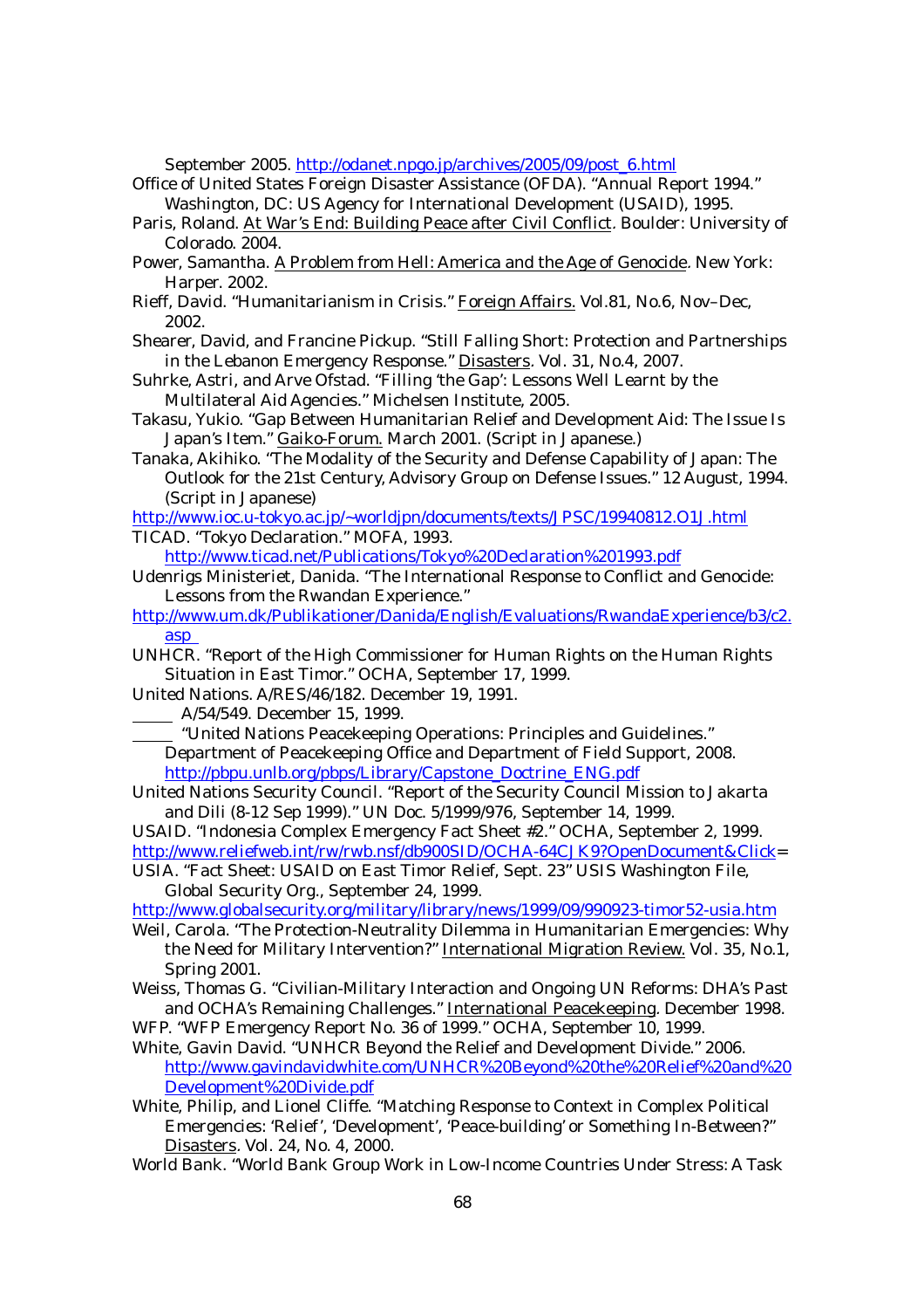September 2005. http://odanet.npgo.jp/archives/2005/09/post_6.html

Office of United States Foreign Disaster Assistance (OFDA). "Annual Report 1994." Washington, DC: US Agency for International Development (USAID), 1995.

Paris, Roland. At War's End: Building Peace after Civil Conflict. Boulder: University of Colorado. 2004.

Power, Samantha. A Problem from Hell: America and the Age of Genocide. New York: Harper. 2002.

Rieff, David. "Humanitarianism in Crisis." Foreign Affairs. Vol.81, No.6, Nov–Dec, 2002.

Shearer, David, and Francine Pickup. "Still Falling Short: Protection and Partnerships in the Lebanon Emergency Response." Disasters. Vol. 31, No.4, 2007.

Suhrke, Astri, and Arve Ofstad. "Filling 'the Gap': Lessons Well Learnt by the Multilateral Aid Agencies." Michelsen Institute, 2005.

Takasu, Yukio. "Gap Between Humanitarian Relief and Development Aid: The Issue Is Japan's Item." Gaiko-Forum. March 2001. (Script in Japanese.)

Tanaka, Akihiko. "The Modality of the Security and Defense Capability of Japan: The Outlook for the 21st Century, Advisory Group on Defense Issues." 12 August, 1994. (Script in Japanese)
http://www.ioc.u-tokyo.ac.jp/~worldjpn/documents/texts/JPSC/19940812.O1J.html

TICAD. "Tokyo Declaration." MOFA, 1993.
http://www.ticad.net/Publications/Tokyo%20Declaration%201993.pdf

Udenrigs Ministeriet, Danida. "The International Response to Conflict and Genocide: Lessons from the Rwandan Experience."
http://www.um.dk/Publikationer/Danida/English/Evaluations/RwandaExperience/b3/c2.asp

UNHCR. "Report of the High Commissioner for Human Rights on the Human Rights Situation in East Timor." OCHA, September 17, 1999.

United Nations. A/RES/46/182. December 19, 1991.

\_\_\_\_\_ A/54/549. December 15, 1999.

\_\_\_\_\_ "United Nations Peacekeeping Operations: Principles and Guidelines." Department of Peacekeeping Office and Department of Field Support, 2008.
http://pbpu.unlb.org/pbps/Library/Capstone_Doctrine_ENG.pdf

United Nations Security Council. "Report of the Security Council Mission to Jakarta and Dili (8-12 Sep 1999)." UN Doc. 5/1999/976, September 14, 1999.

USAID. "Indonesia Complex Emergency Fact Sheet #2." OCHA, September 2, 1999.
http://www.reliefweb.int/rw/rwb.nsf/db900SID/OCHA-64CJK9?OpenDocument&Click=

USIA. "Fact Sheet: USAID on East Timor Relief, Sept. 23" USIS Washington File, Global Security Org., September 24, 1999.
http://www.globalsecurity.org/military/library/news/1999/09/990923-timor52-usia.htm

Weil, Carola. "The Protection-Neutrality Dilemma in Humanitarian Emergencies: Why the Need for Military Intervention?" International Migration Review. Vol. 35, No.1, Spring 2001.

Weiss, Thomas G. "Civilian-Military Interaction and Ongoing UN Reforms: DHA's Past and OCHA's Remaining Challenges." International Peacekeeping. December 1998.

WFP. "WFP Emergency Report No. 36 of 1999." OCHA, September 10, 1999.

White, Gavin David. "UNHCR Beyond the Relief and Development Divide." 2006.
http://www.gavindavidwhite.com/UNHCR%20Beyond%20the%20Relief%20and%20Development%20Divide.pdf

White, Philip, and Lionel Cliffe. "Matching Response to Context in Complex Political Emergencies: 'Relief', 'Development', 'Peace-building' or Something In-Between?" Disasters. Vol. 24, No. 4, 2000.

World Bank. "World Bank Group Work in Low-Income Countries Under Stress: A Task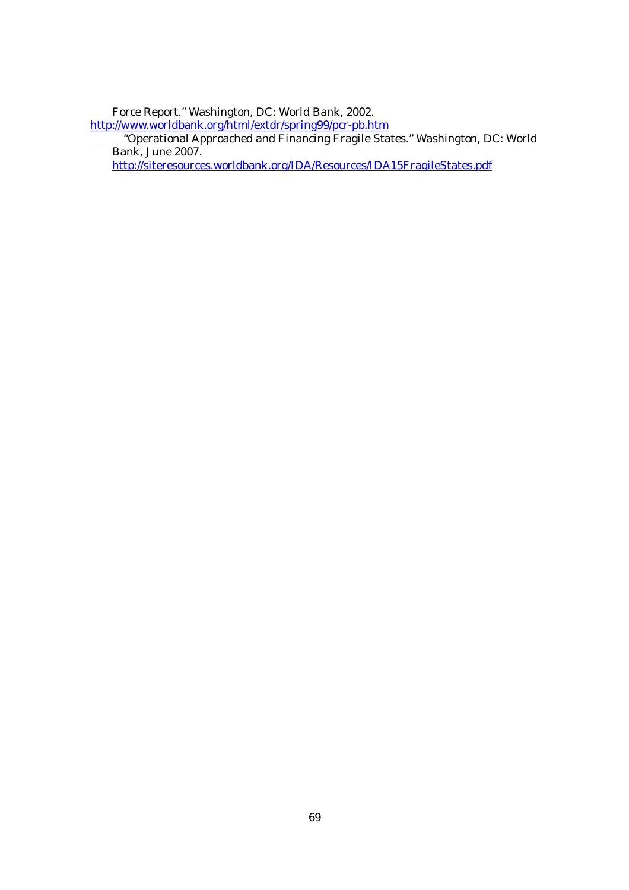Force Report." Washington, DC: World Bank, 2002.
http://www.worldbank.org/html/extdr/spring99/pcr-pb.htm

_____ "Operational Approached and Financing Fragile States." Washington, DC: World Bank, June 2007.
http://siteresources.worldbank.org/IDA/Resources/IDA15FragileStates.pdf